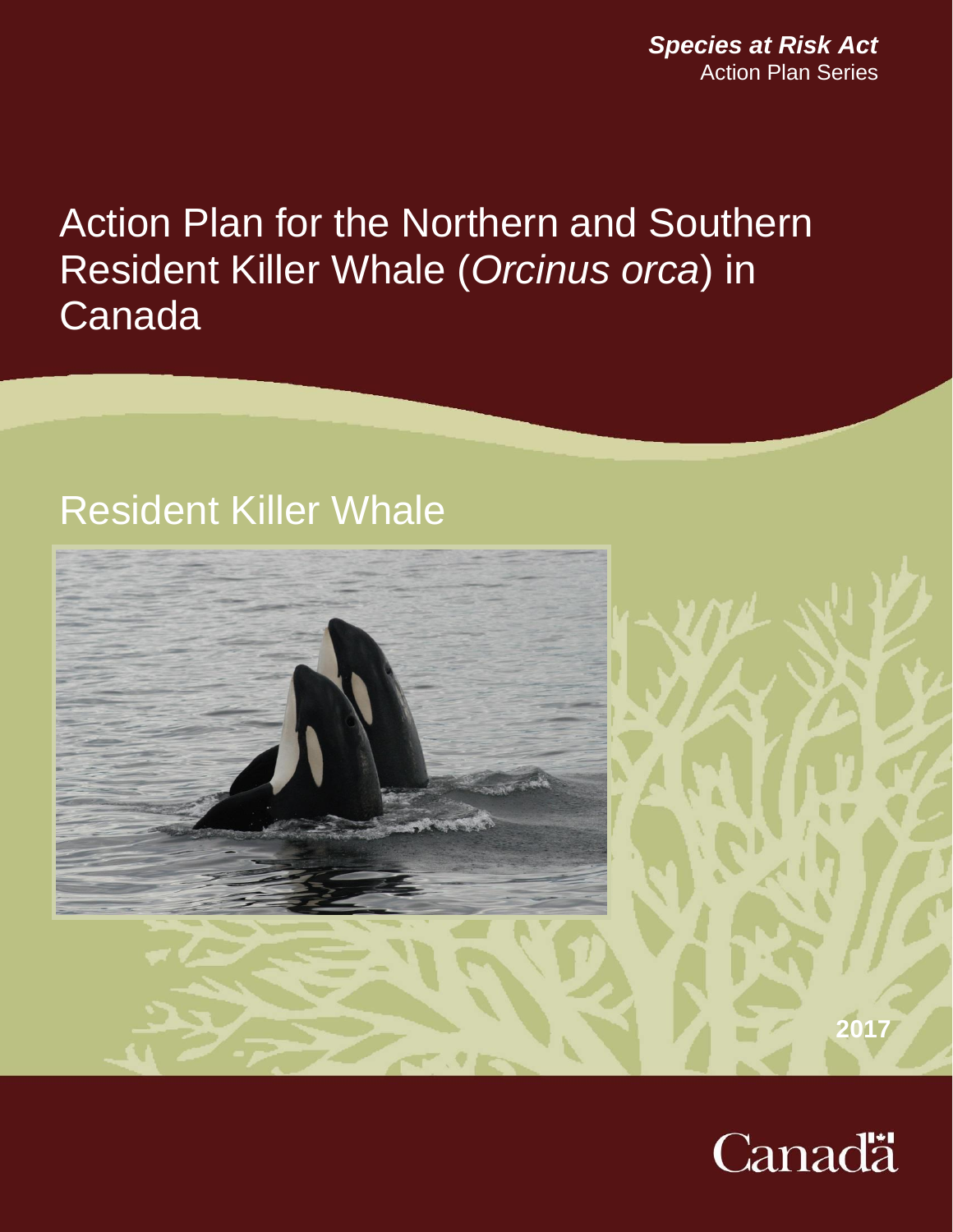***Species at Risk Act***
Action Plan Series

# Action Plan for the Northern and Southern Resident Killer Whale (*Orcinus orca*) in Canada

## Resident Killer Whale

2017

Canada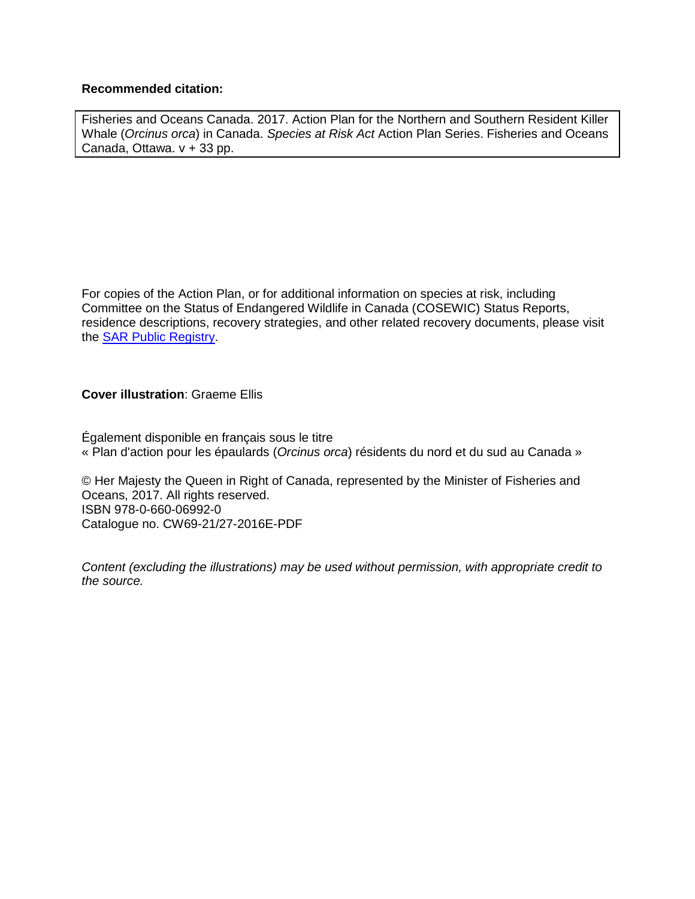**Recommended citation:**

Fisheries and Oceans Canada. 2017. Action Plan for the Northern and Southern Resident Killer Whale (*Orcinus orca*) in Canada. *Species at Risk Act* Action Plan Series. Fisheries and Oceans Canada, Ottawa. v + 33 pp.

For copies of the Action Plan, or for additional information on species at risk, including Committee on the Status of Endangered Wildlife in Canada (COSEWIC) Status Reports, residence descriptions, recovery strategies, and other related recovery documents, please visit the SAR Public Registry.

**Cover illustration**: Graeme Ellis

Également disponible en français sous le titre
« Plan d'action pour les épaulards (*Orcinus orca*) résidents du nord et du sud au Canada »

© Her Majesty the Queen in Right of Canada, represented by the Minister of Fisheries and Oceans, 2017. All rights reserved.
ISBN 978-0-660-06992-0
Catalogue no. CW69-21/27-2016E-PDF

*Content (excluding the illustrations) may be used without permission, with appropriate credit to the source.*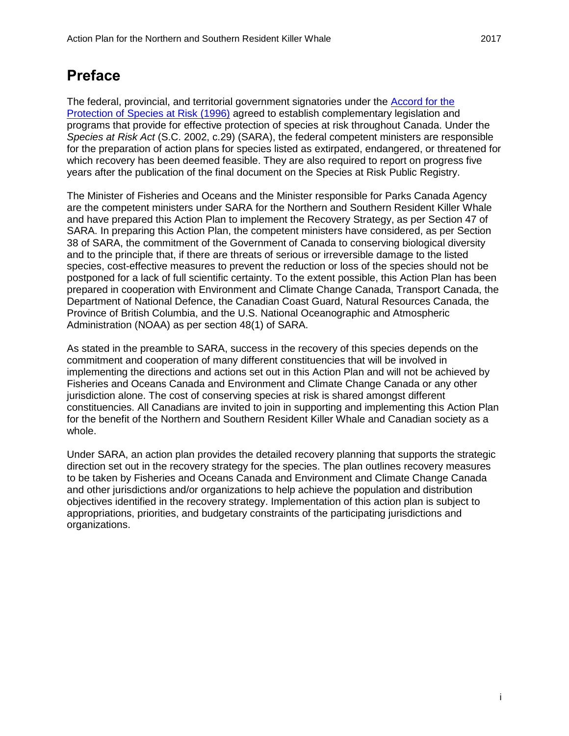# Preface

The federal, provincial, and territorial government signatories under the [Accord for the Protection of Species at Risk (1996)]() agreed to establish complementary legislation and programs that provide for effective protection of species at risk throughout Canada. Under the *Species at Risk Act* (S.C. 2002, c.29) (SARA), the federal competent ministers are responsible for the preparation of action plans for species listed as extirpated, endangered, or threatened for which recovery has been deemed feasible. They are also required to report on progress five years after the publication of the final document on the Species at Risk Public Registry.

The Minister of Fisheries and Oceans and the Minister responsible for Parks Canada Agency are the competent ministers under SARA for the Northern and Southern Resident Killer Whale and have prepared this Action Plan to implement the Recovery Strategy, as per Section 47 of SARA. In preparing this Action Plan, the competent ministers have considered, as per Section 38 of SARA, the commitment of the Government of Canada to conserving biological diversity and to the principle that, if there are threats of serious or irreversible damage to the listed species, cost-effective measures to prevent the reduction or loss of the species should not be postponed for a lack of full scientific certainty. To the extent possible, this Action Plan has been prepared in cooperation with Environment and Climate Change Canada, Transport Canada, the Department of National Defence, the Canadian Coast Guard, Natural Resources Canada, the Province of British Columbia, and the U.S. National Oceanographic and Atmospheric Administration (NOAA) as per section 48(1) of SARA.

As stated in the preamble to SARA, success in the recovery of this species depends on the commitment and cooperation of many different constituencies that will be involved in implementing the directions and actions set out in this Action Plan and will not be achieved by Fisheries and Oceans Canada and Environment and Climate Change Canada or any other jurisdiction alone. The cost of conserving species at risk is shared amongst different constituencies. All Canadians are invited to join in supporting and implementing this Action Plan for the benefit of the Northern and Southern Resident Killer Whale and Canadian society as a whole.

Under SARA, an action plan provides the detailed recovery planning that supports the strategic direction set out in the recovery strategy for the species. The plan outlines recovery measures to be taken by Fisheries and Oceans Canada and Environment and Climate Change Canada and other jurisdictions and/or organizations to help achieve the population and distribution objectives identified in the recovery strategy. Implementation of this action plan is subject to appropriations, priorities, and budgetary constraints of the participating jurisdictions and organizations.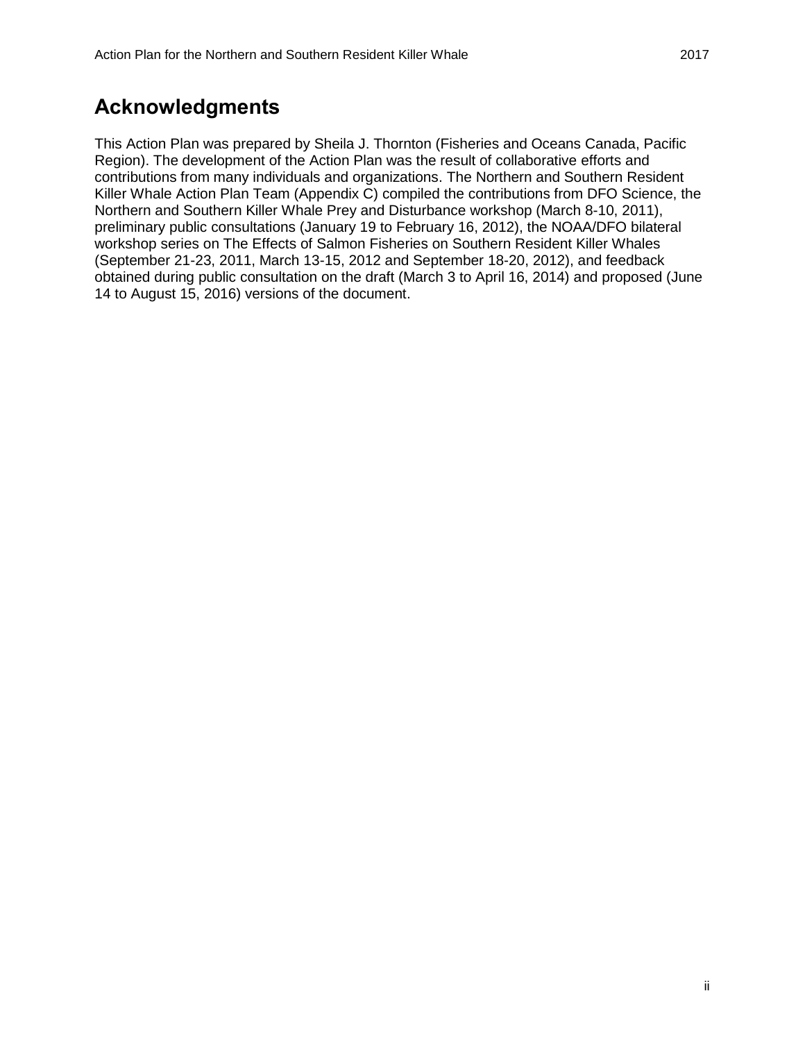# Acknowledgments

This Action Plan was prepared by Sheila J. Thornton (Fisheries and Oceans Canada, Pacific Region). The development of the Action Plan was the result of collaborative efforts and contributions from many individuals and organizations. The Northern and Southern Resident Killer Whale Action Plan Team (Appendix C) compiled the contributions from DFO Science, the Northern and Southern Killer Whale Prey and Disturbance workshop (March 8-10, 2011), preliminary public consultations (January 19 to February 16, 2012), the NOAA/DFO bilateral workshop series on The Effects of Salmon Fisheries on Southern Resident Killer Whales (September 21-23, 2011, March 13-15, 2012 and September 18-20, 2012), and feedback obtained during public consultation on the draft (March 3 to April 16, 2014) and proposed (June 14 to August 15, 2016) versions of the document.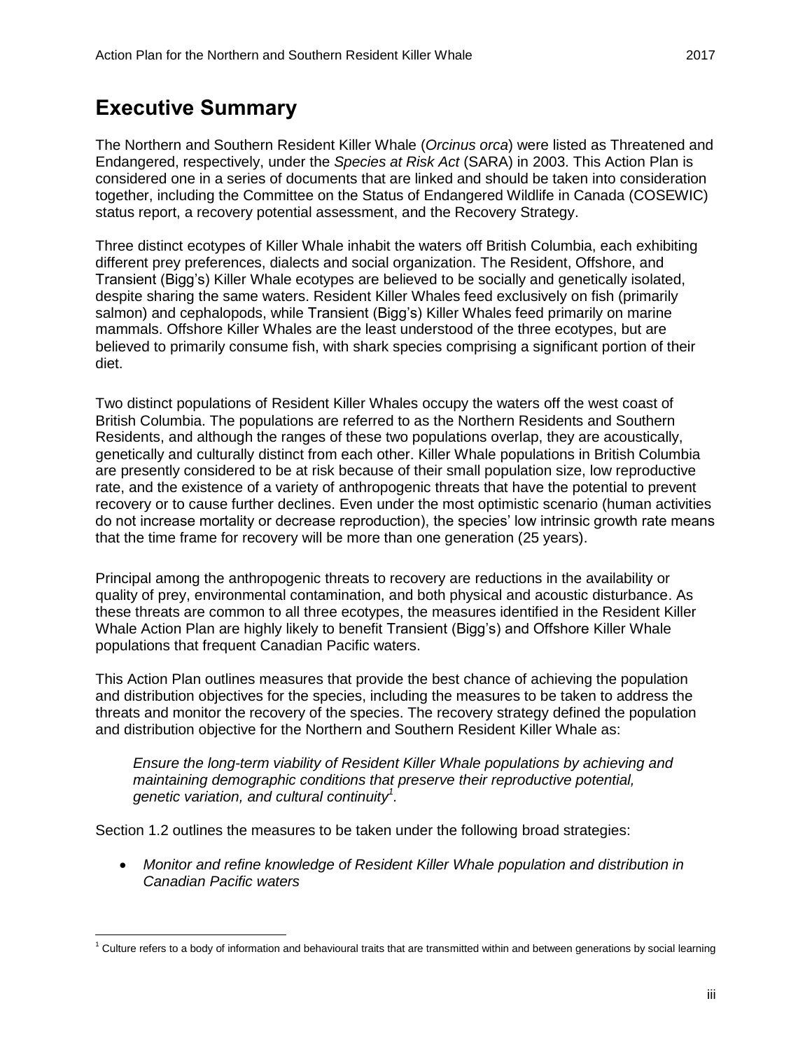# Executive Summary

The Northern and Southern Resident Killer Whale (*Orcinus orca*) were listed as Threatened and Endangered, respectively, under the *Species at Risk Act* (SARA) in 2003. This Action Plan is considered one in a series of documents that are linked and should be taken into consideration together, including the Committee on the Status of Endangered Wildlife in Canada (COSEWIC) status report, a recovery potential assessment, and the Recovery Strategy.

Three distinct ecotypes of Killer Whale inhabit the waters off British Columbia, each exhibiting different prey preferences, dialects and social organization. The Resident, Offshore, and Transient (Bigg's) Killer Whale ecotypes are believed to be socially and genetically isolated, despite sharing the same waters. Resident Killer Whales feed exclusively on fish (primarily salmon) and cephalopods, while Transient (Bigg's) Killer Whales feed primarily on marine mammals. Offshore Killer Whales are the least understood of the three ecotypes, but are believed to primarily consume fish, with shark species comprising a significant portion of their diet.

Two distinct populations of Resident Killer Whales occupy the waters off the west coast of British Columbia. The populations are referred to as the Northern Residents and Southern Residents, and although the ranges of these two populations overlap, they are acoustically, genetically and culturally distinct from each other. Killer Whale populations in British Columbia are presently considered to be at risk because of their small population size, low reproductive rate, and the existence of a variety of anthropogenic threats that have the potential to prevent recovery or to cause further declines. Even under the most optimistic scenario (human activities do not increase mortality or decrease reproduction), the species' low intrinsic growth rate means that the time frame for recovery will be more than one generation (25 years).

Principal among the anthropogenic threats to recovery are reductions in the availability or quality of prey, environmental contamination, and both physical and acoustic disturbance. As these threats are common to all three ecotypes, the measures identified in the Resident Killer Whale Action Plan are highly likely to benefit Transient (Bigg's) and Offshore Killer Whale populations that frequent Canadian Pacific waters.

This Action Plan outlines measures that provide the best chance of achieving the population and distribution objectives for the species, including the measures to be taken to address the threats and monitor the recovery of the species. The recovery strategy defined the population and distribution objective for the Northern and Southern Resident Killer Whale as:

> *Ensure the long-term viability of Resident Killer Whale populations by achieving and maintaining demographic conditions that preserve their reproductive potential, genetic variation, and cultural continuity*[1].

Section 1.2 outlines the measures to be taken under the following broad strategies:

- *Monitor and refine knowledge of Resident Killer Whale population and distribution in Canadian Pacific waters*

[1] Culture refers to a body of information and behavioural traits that are transmitted within and between generations by social learning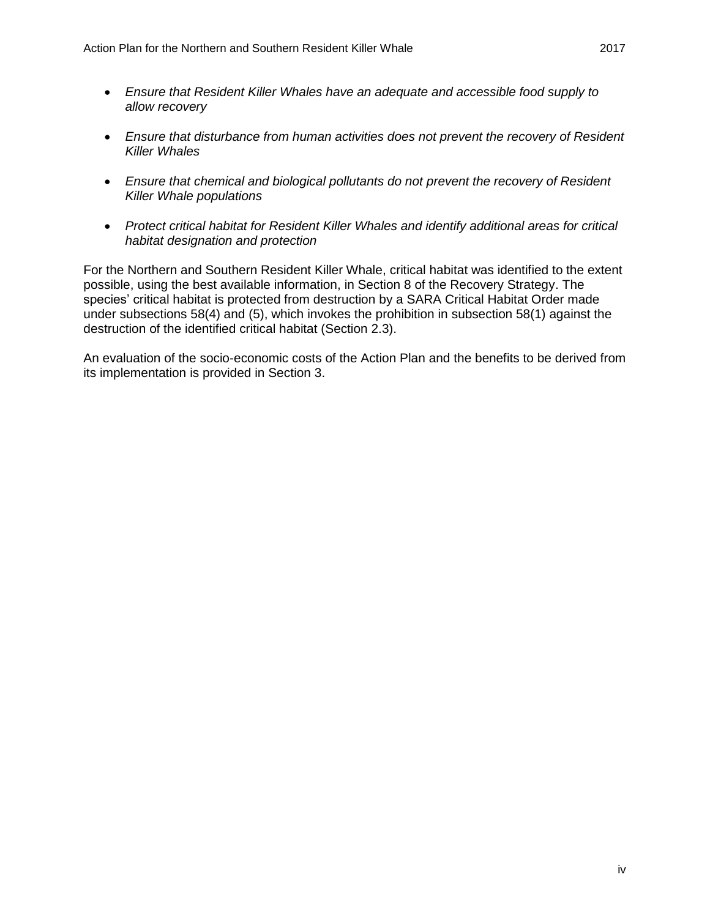- *Ensure that Resident Killer Whales have an adequate and accessible food supply to allow recovery*

- *Ensure that disturbance from human activities does not prevent the recovery of Resident Killer Whales*

- *Ensure that chemical and biological pollutants do not prevent the recovery of Resident Killer Whale populations*

- *Protect critical habitat for Resident Killer Whales and identify additional areas for critical habitat designation and protection*

For the Northern and Southern Resident Killer Whale, critical habitat was identified to the extent possible, using the best available information, in Section 8 of the Recovery Strategy. The species' critical habitat is protected from destruction by a SARA Critical Habitat Order made under subsections 58(4) and (5), which invokes the prohibition in subsection 58(1) against the destruction of the identified critical habitat (Section 2.3).

An evaluation of the socio-economic costs of the Action Plan and the benefits to be derived from its implementation is provided in Section 3.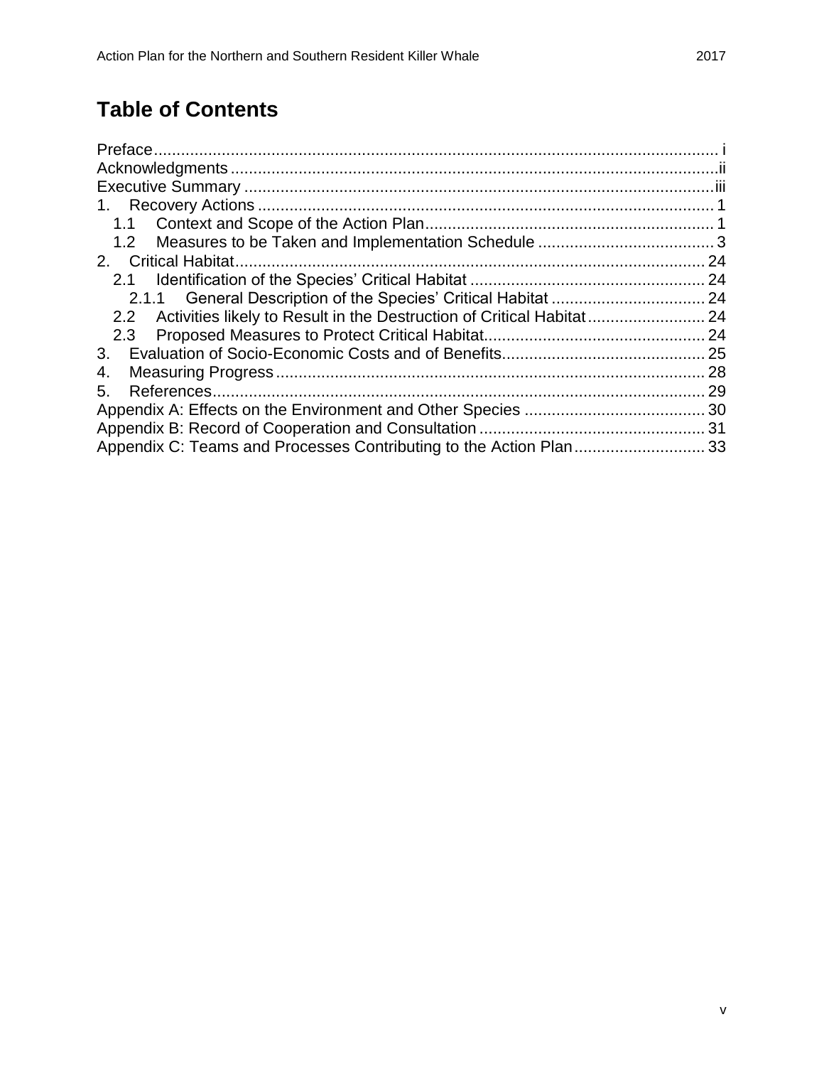# Table of Contents

Preface ..... i
Acknowledgments ..... ii
Executive Summary ..... iii
1. Recovery Actions ..... 1
   1.1 Context and Scope of the Action Plan ..... 1
   1.2 Measures to be Taken and Implementation Schedule ..... 3
2. Critical Habitat ..... 24
   2.1 Identification of the Species' Critical Habitat ..... 24
      2.1.1 General Description of the Species' Critical Habitat ..... 24
   2.2 Activities likely to Result in the Destruction of Critical Habitat ..... 24
   2.3 Proposed Measures to Protect Critical Habitat ..... 24
3. Evaluation of Socio-Economic Costs and of Benefits ..... 25
4. Measuring Progress ..... 28
5. References ..... 29
Appendix A: Effects on the Environment and Other Species ..... 30
Appendix B: Record of Cooperation and Consultation ..... 31
Appendix C: Teams and Processes Contributing to the Action Plan ..... 33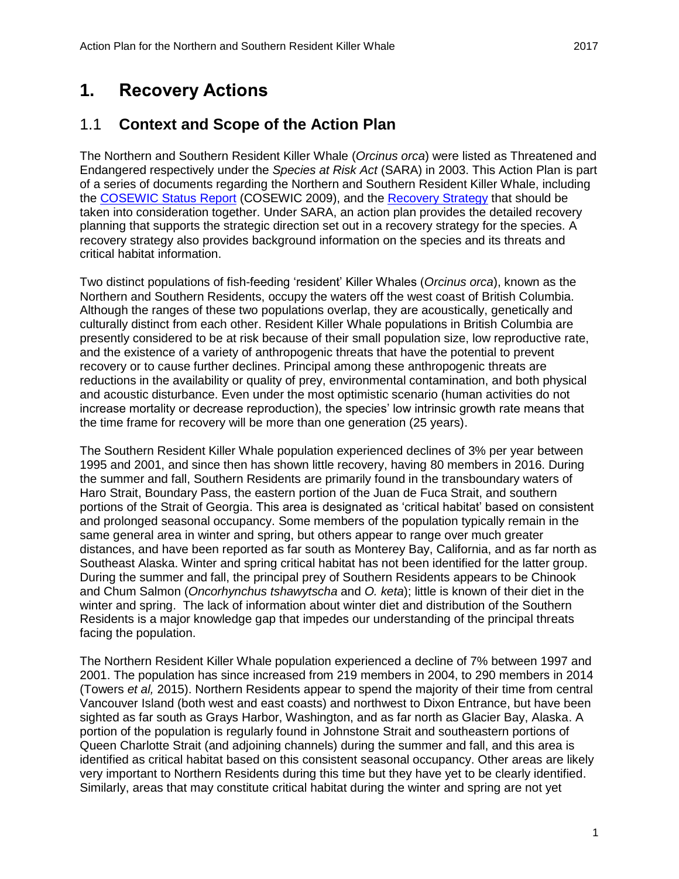# 1. Recovery Actions

## 1.1 Context and Scope of the Action Plan

The Northern and Southern Resident Killer Whale (*Orcinus orca*) were listed as Threatened and Endangered respectively under the *Species at Risk Act* (SARA) in 2003. This Action Plan is part of a series of documents regarding the Northern and Southern Resident Killer Whale, including the COSEWIC Status Report (COSEWIC 2009), and the Recovery Strategy that should be taken into consideration together. Under SARA, an action plan provides the detailed recovery planning that supports the strategic direction set out in a recovery strategy for the species. A recovery strategy also provides background information on the species and its threats and critical habitat information.

Two distinct populations of fish-feeding 'resident' Killer Whales (*Orcinus orca*), known as the Northern and Southern Residents, occupy the waters off the west coast of British Columbia. Although the ranges of these two populations overlap, they are acoustically, genetically and culturally distinct from each other. Resident Killer Whale populations in British Columbia are presently considered to be at risk because of their small population size, low reproductive rate, and the existence of a variety of anthropogenic threats that have the potential to prevent recovery or to cause further declines. Principal among these anthropogenic threats are reductions in the availability or quality of prey, environmental contamination, and both physical and acoustic disturbance. Even under the most optimistic scenario (human activities do not increase mortality or decrease reproduction), the species' low intrinsic growth rate means that the time frame for recovery will be more than one generation (25 years).

The Southern Resident Killer Whale population experienced declines of 3% per year between 1995 and 2001, and since then has shown little recovery, having 80 members in 2016. During the summer and fall, Southern Residents are primarily found in the transboundary waters of Haro Strait, Boundary Pass, the eastern portion of the Juan de Fuca Strait, and southern portions of the Strait of Georgia. This area is designated as 'critical habitat' based on consistent and prolonged seasonal occupancy. Some members of the population typically remain in the same general area in winter and spring, but others appear to range over much greater distances, and have been reported as far south as Monterey Bay, California, and as far north as Southeast Alaska. Winter and spring critical habitat has not been identified for the latter group. During the summer and fall, the principal prey of Southern Residents appears to be Chinook and Chum Salmon (*Oncorhynchus tshawytscha* and *O. keta*); little is known of their diet in the winter and spring. The lack of information about winter diet and distribution of the Southern Residents is a major knowledge gap that impedes our understanding of the principal threats facing the population.

The Northern Resident Killer Whale population experienced a decline of 7% between 1997 and 2001. The population has since increased from 219 members in 2004, to 290 members in 2014 (Towers *et al,* 2015). Northern Residents appear to spend the majority of their time from central Vancouver Island (both west and east coasts) and northwest to Dixon Entrance, but have been sighted as far south as Grays Harbor, Washington, and as far north as Glacier Bay, Alaska. A portion of the population is regularly found in Johnstone Strait and southeastern portions of Queen Charlotte Strait (and adjoining channels) during the summer and fall, and this area is identified as critical habitat based on this consistent seasonal occupancy. Other areas are likely very important to Northern Residents during this time but they have yet to be clearly identified. Similarly, areas that may constitute critical habitat during the winter and spring are not yet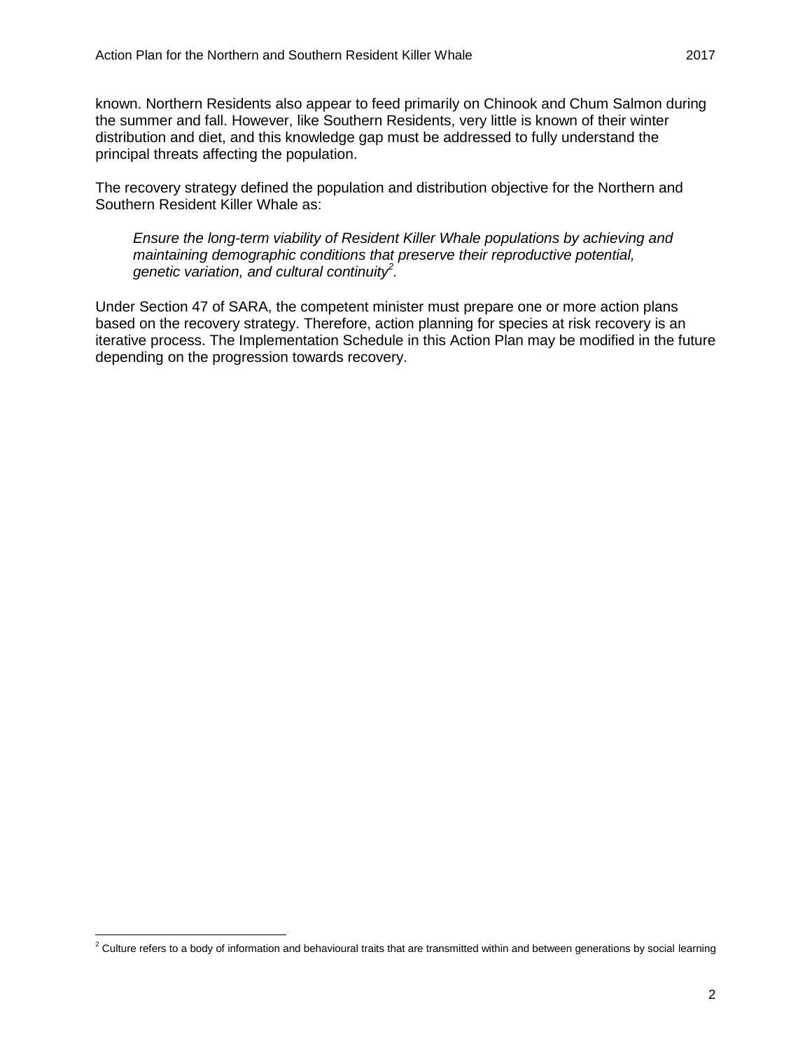known. Northern Residents also appear to feed primarily on Chinook and Chum Salmon during the summer and fall. However, like Southern Residents, very little is known of their winter distribution and diet, and this knowledge gap must be addressed to fully understand the principal threats affecting the population.

The recovery strategy defined the population and distribution objective for the Northern and Southern Resident Killer Whale as:

> *Ensure the long-term viability of Resident Killer Whale populations by achieving and maintaining demographic conditions that preserve their reproductive potential, genetic variation, and cultural continuity*[2].

Under Section 47 of SARA, the competent minister must prepare one or more action plans based on the recovery strategy. Therefore, action planning for species at risk recovery is an iterative process. The Implementation Schedule in this Action Plan may be modified in the future depending on the progression towards recovery.

---

[2] Culture refers to a body of information and behavioural traits that are transmitted within and between generations by social learning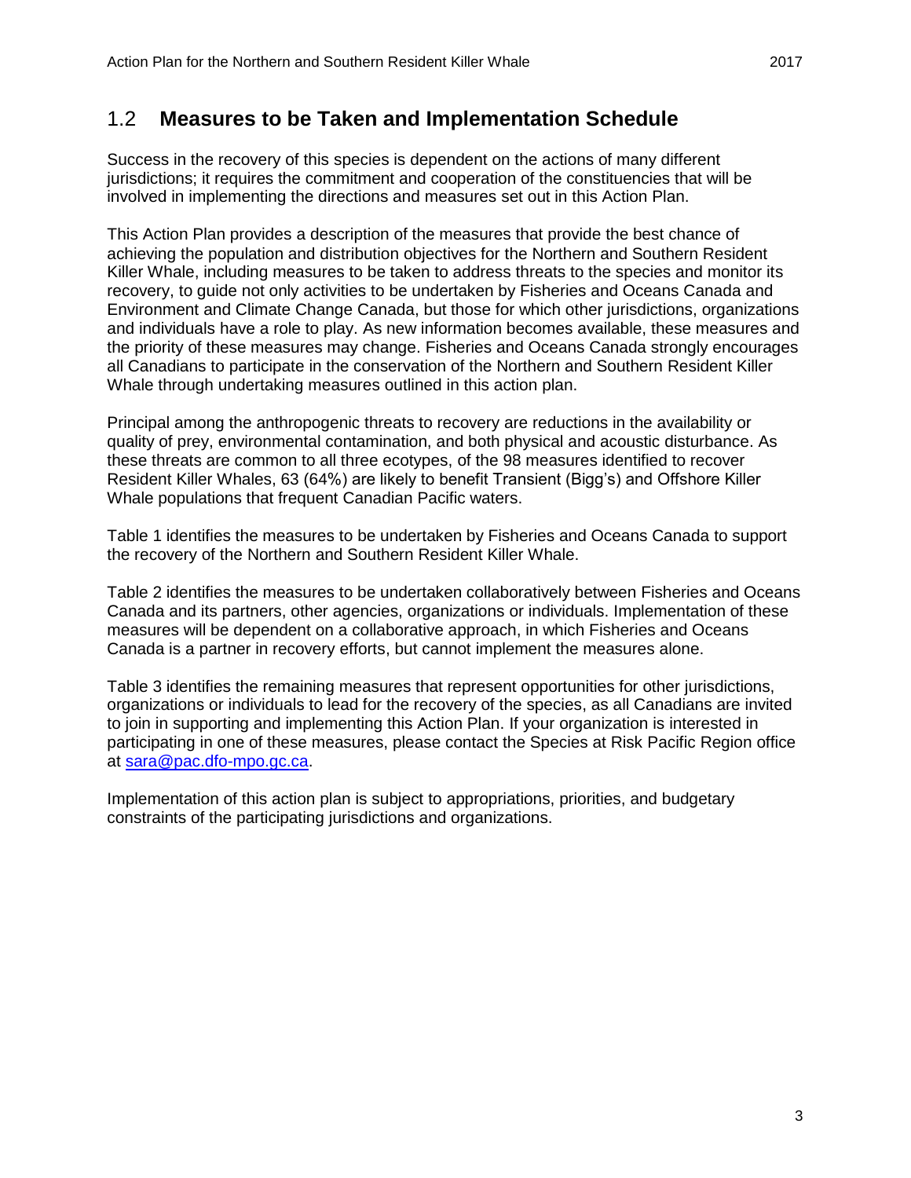## 1.2 Measures to be Taken and Implementation Schedule

Success in the recovery of this species is dependent on the actions of many different jurisdictions; it requires the commitment and cooperation of the constituencies that will be involved in implementing the directions and measures set out in this Action Plan.

This Action Plan provides a description of the measures that provide the best chance of achieving the population and distribution objectives for the Northern and Southern Resident Killer Whale, including measures to be taken to address threats to the species and monitor its recovery, to guide not only activities to be undertaken by Fisheries and Oceans Canada and Environment and Climate Change Canada, but those for which other jurisdictions, organizations and individuals have a role to play. As new information becomes available, these measures and the priority of these measures may change. Fisheries and Oceans Canada strongly encourages all Canadians to participate in the conservation of the Northern and Southern Resident Killer Whale through undertaking measures outlined in this action plan.

Principal among the anthropogenic threats to recovery are reductions in the availability or quality of prey, environmental contamination, and both physical and acoustic disturbance. As these threats are common to all three ecotypes, of the 98 measures identified to recover Resident Killer Whales, 63 (64%) are likely to benefit Transient (Bigg's) and Offshore Killer Whale populations that frequent Canadian Pacific waters.

Table 1 identifies the measures to be undertaken by Fisheries and Oceans Canada to support the recovery of the Northern and Southern Resident Killer Whale.

Table 2 identifies the measures to be undertaken collaboratively between Fisheries and Oceans Canada and its partners, other agencies, organizations or individuals. Implementation of these measures will be dependent on a collaborative approach, in which Fisheries and Oceans Canada is a partner in recovery efforts, but cannot implement the measures alone.

Table 3 identifies the remaining measures that represent opportunities for other jurisdictions, organizations or individuals to lead for the recovery of the species, as all Canadians are invited to join in supporting and implementing this Action Plan. If your organization is interested in participating in one of these measures, please contact the Species at Risk Pacific Region office at sara@pac.dfo-mpo.gc.ca.

Implementation of this action plan is subject to appropriations, priorities, and budgetary constraints of the participating jurisdictions and organizations.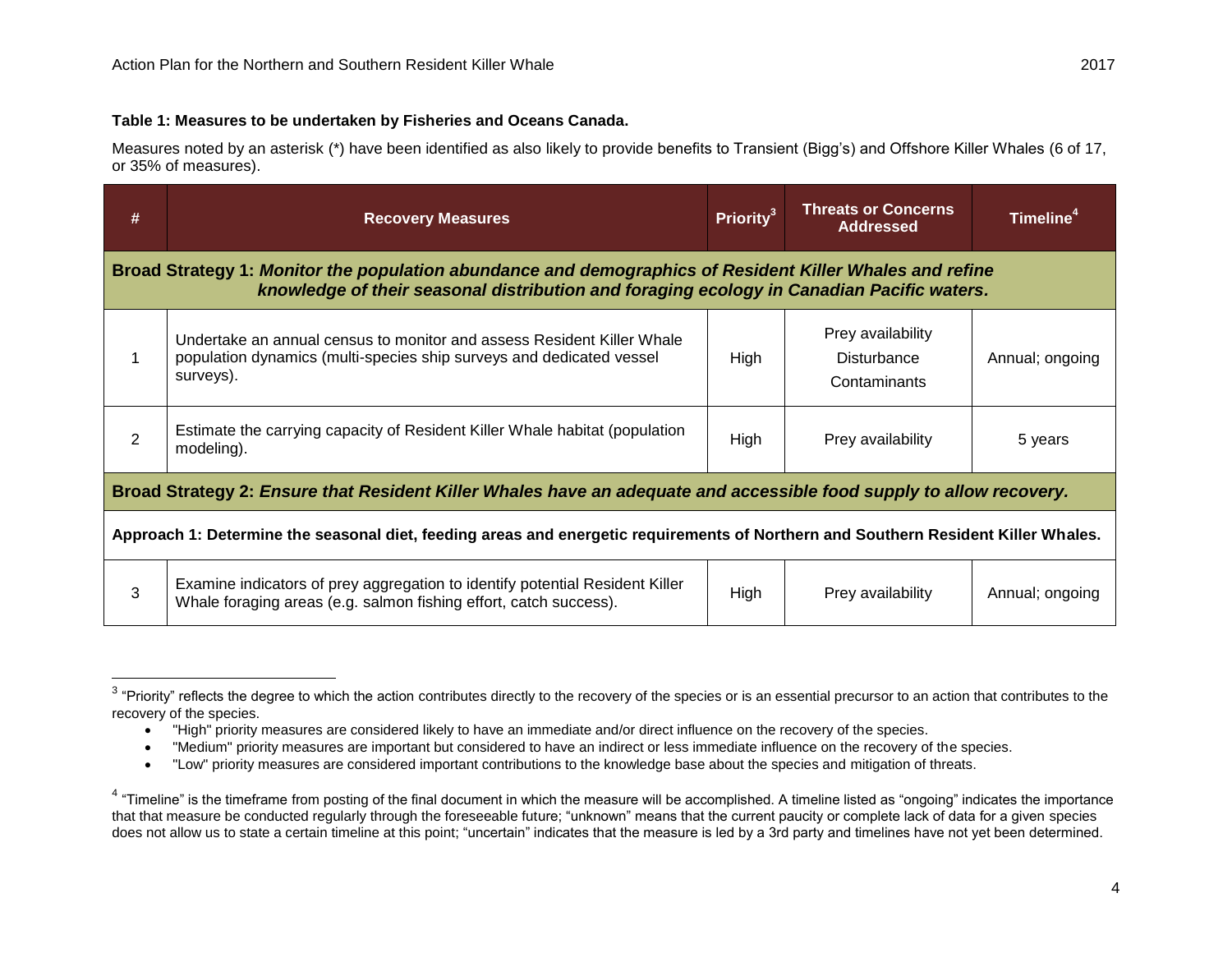**Table 1: Measures to be undertaken by Fisheries and Oceans Canada.**

Measures noted by an asterisk (*) have been identified as also likely to provide benefits to Transient (Bigg's) and Offshore Killer Whales (6 of 17, or 35% of measures).

| # | Recovery Measures | Priority[3] | Threats or Concerns Addressed | Timeline[4] |
|---|---|---|---|---|
| **Broad Strategy 1:** ***Monitor the population abundance and demographics of Resident Killer Whales and refine knowledge of their seasonal distribution and foraging ecology in Canadian Pacific waters.*** | | | | |
| 1 | Undertake an annual census to monitor and assess Resident Killer Whale population dynamics (multi-species ship surveys and dedicated vessel surveys). | High | Prey availability<br>Disturbance<br>Contaminants | Annual; ongoing |
| 2 | Estimate the carrying capacity of Resident Killer Whale habitat (population modeling). | High | Prey availability | 5 years |
| **Broad Strategy 2:** ***Ensure that Resident Killer Whales have an adequate and accessible food supply to allow recovery.*** | | | | |
| **Approach 1: Determine the seasonal diet, feeding areas and energetic requirements of Northern and Southern Resident Killer Whales.** | | | | |
| 3 | Examine indicators of prey aggregation to identify potential Resident Killer Whale foraging areas (e.g. salmon fishing effort, catch success). | High | Prey availability | Annual; ongoing |

[3] "Priority" reflects the degree to which the action contributes directly to the recovery of the species or is an essential precursor to an action that contributes to the recovery of the species.

- "High" priority measures are considered likely to have an immediate and/or direct influence on the recovery of the species.
- "Medium" priority measures are important but considered to have an indirect or less immediate influence on the recovery of the species.
- "Low" priority measures are considered important contributions to the knowledge base about the species and mitigation of threats.

[4] "Timeline" is the timeframe from posting of the final document in which the measure will be accomplished. A timeline listed as "ongoing" indicates the importance that that measure be conducted regularly through the foreseeable future; "unknown" means that the current paucity or complete lack of data for a given species does not allow us to state a certain timeline at this point; "uncertain" indicates that the measure is led by a 3rd party and timelines have not yet been determined.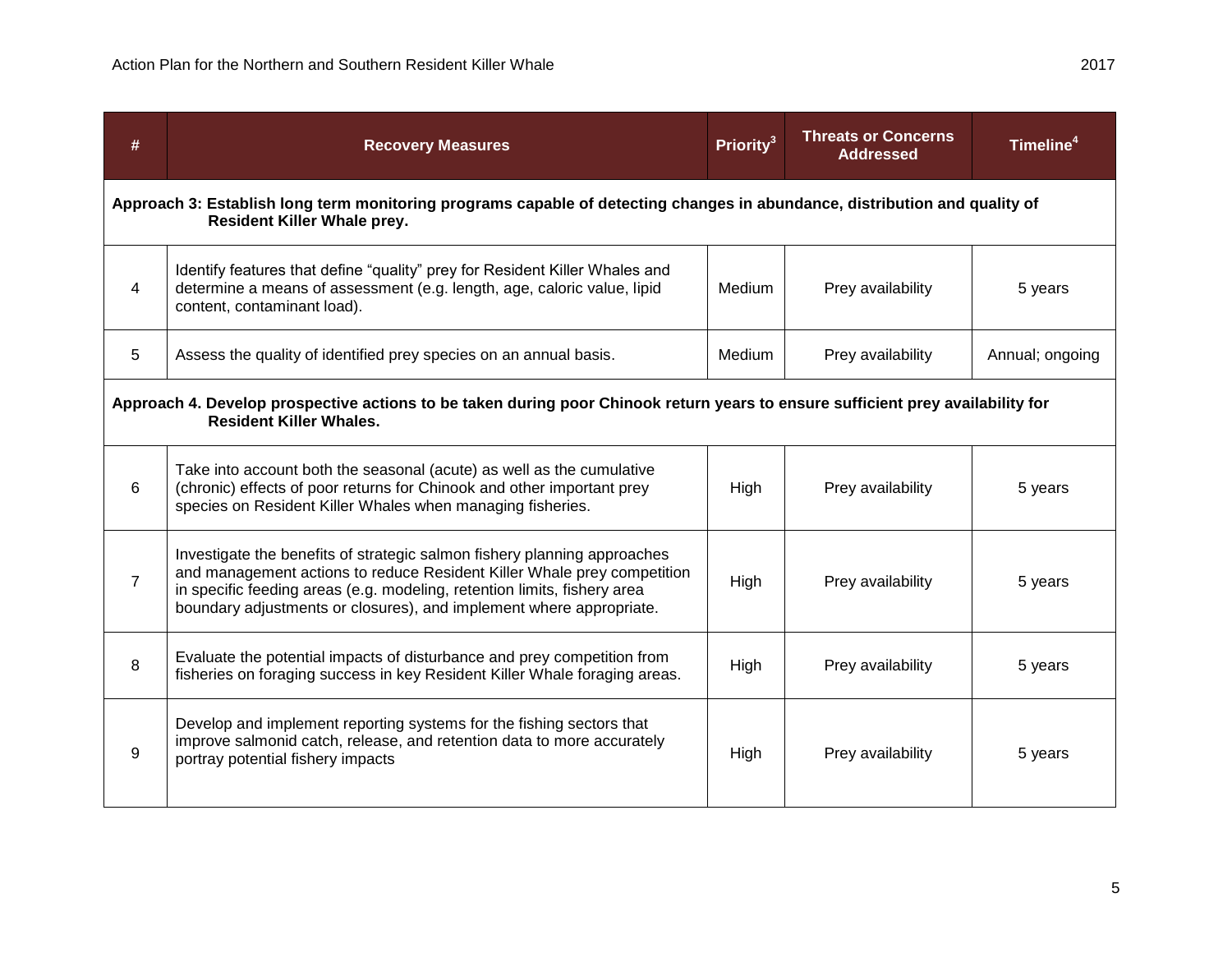| # | Recovery Measures | Priority[3] | Threats or Concerns Addressed | Timeline[4] |
|---|---|---|---|---|
| **Approach 3: Establish long term monitoring programs capable of detecting changes in abundance, distribution and quality of Resident Killer Whale prey.** | | | | |
| 4 | Identify features that define "quality" prey for Resident Killer Whales and determine a means of assessment (e.g. length, age, caloric value, lipid content, contaminant load). | Medium | Prey availability | 5 years |
| 5 | Assess the quality of identified prey species on an annual basis. | Medium | Prey availability | Annual; ongoing |
| **Approach 4. Develop prospective actions to be taken during poor Chinook return years to ensure sufficient prey availability for Resident Killer Whales.** | | | | |
| 6 | Take into account both the seasonal (acute) as well as the cumulative (chronic) effects of poor returns for Chinook and other important prey species on Resident Killer Whales when managing fisheries. | High | Prey availability | 5 years |
| 7 | Investigate the benefits of strategic salmon fishery planning approaches and management actions to reduce Resident Killer Whale prey competition in specific feeding areas (e.g. modeling, retention limits, fishery area boundary adjustments or closures), and implement where appropriate. | High | Prey availability | 5 years |
| 8 | Evaluate the potential impacts of disturbance and prey competition from fisheries on foraging success in key Resident Killer Whale foraging areas. | High | Prey availability | 5 years |
| 9 | Develop and implement reporting systems for the fishing sectors that improve salmonid catch, release, and retention data to more accurately portray potential fishery impacts | High | Prey availability | 5 years |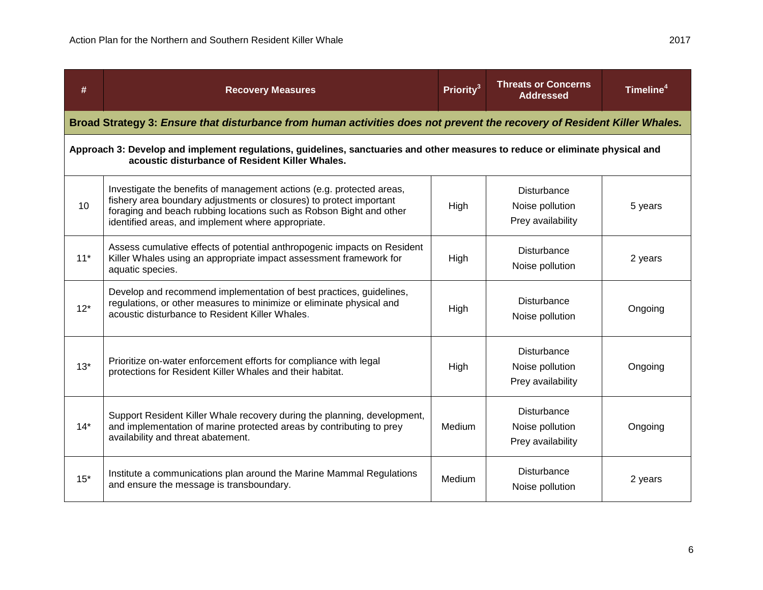| # | Recovery Measures | Priority[3] | Threats or Concerns Addressed | Timeline[4] |
|---|---|---|---|---|
| **Broad Strategy 3:** ***Ensure that disturbance from human activities does not prevent the recovery of Resident Killer Whales.*** | | | | |
| **Approach 3: Develop and implement regulations, guidelines, sanctuaries and other measures to reduce or eliminate physical and acoustic disturbance of Resident Killer Whales.** | | | | |
| 10 | Investigate the benefits of management actions (e.g. protected areas, fishery area boundary adjustments or closures) to protect important foraging and beach rubbing locations such as Robson Bight and other identified areas, and implement where appropriate. | High | Disturbance<br>Noise pollution<br>Prey availability | 5 years |
| 11* | Assess cumulative effects of potential anthropogenic impacts on Resident Killer Whales using an appropriate impact assessment framework for aquatic species. | High | Disturbance<br>Noise pollution | 2 years |
| 12* | Develop and recommend implementation of best practices, guidelines, regulations, or other measures to minimize or eliminate physical and acoustic disturbance to Resident Killer Whales. | High | Disturbance<br>Noise pollution | Ongoing |
| 13* | Prioritize on-water enforcement efforts for compliance with legal protections for Resident Killer Whales and their habitat. | High | Disturbance<br>Noise pollution<br>Prey availability | Ongoing |
| 14* | Support Resident Killer Whale recovery during the planning, development, and implementation of marine protected areas by contributing to prey availability and threat abatement. | Medium | Disturbance<br>Noise pollution<br>Prey availability | Ongoing |
| 15* | Institute a communications plan around the Marine Mammal Regulations and ensure the message is transboundary. | Medium | Disturbance<br>Noise pollution | 2 years |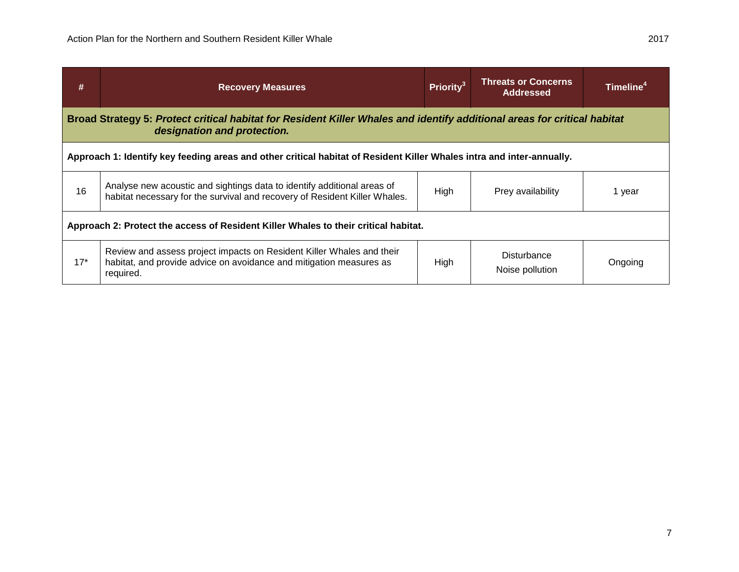| # | Recovery Measures | Priority[3] | Threats or Concerns Addressed | Timeline[4] |
|---|---|---|---|---|
| **Broad Strategy 5:** ***Protect critical habitat for Resident Killer Whales and identify additional areas for critical habitat designation and protection.*** | | | | |
| **Approach 1: Identify key feeding areas and other critical habitat of Resident Killer Whales intra and inter-annually.** | | | | |
| 16 | Analyse new acoustic and sightings data to identify additional areas of habitat necessary for the survival and recovery of Resident Killer Whales. | High | Prey availability | 1 year |
| **Approach 2: Protect the access of Resident Killer Whales to their critical habitat.** | | | | |
| 17* | Review and assess project impacts on Resident Killer Whales and their habitat, and provide advice on avoidance and mitigation measures as required. | High | Disturbance<br>Noise pollution | Ongoing |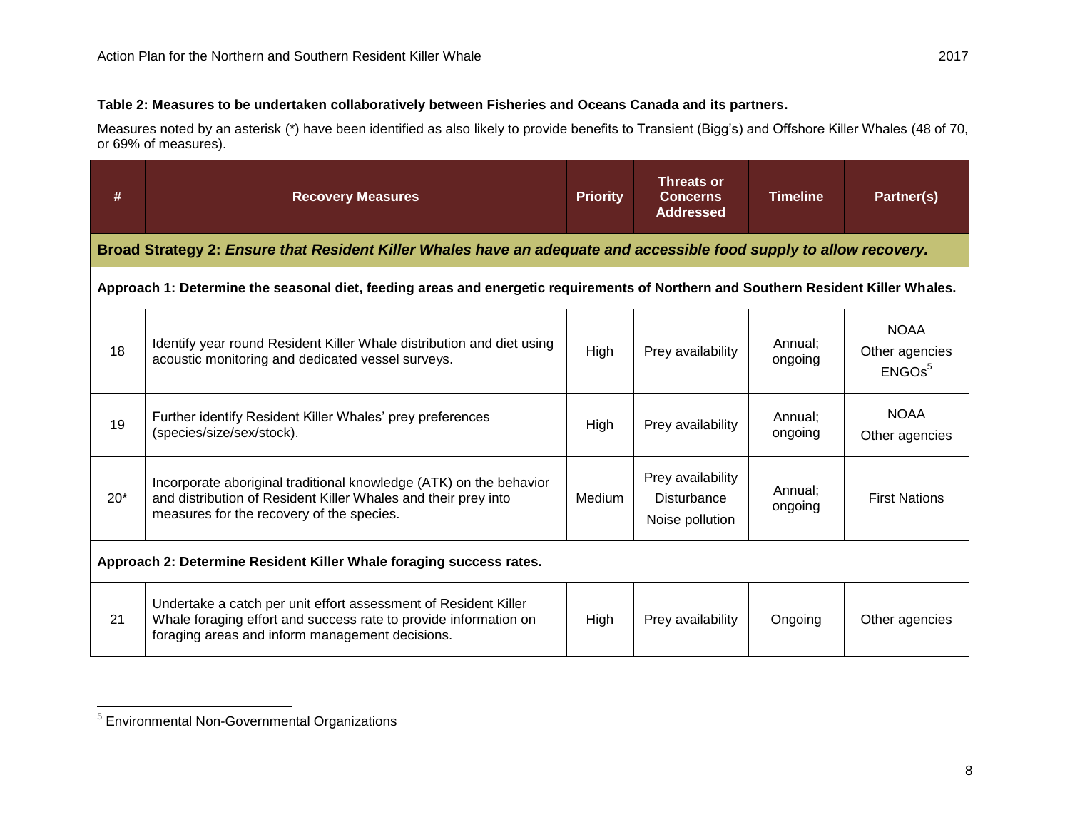**Table 2: Measures to be undertaken collaboratively between Fisheries and Oceans Canada and its partners.**

Measures noted by an asterisk (*) have been identified as also likely to provide benefits to Transient (Bigg's) and Offshore Killer Whales (48 of 70, or 69% of measures).

| # | Recovery Measures | Priority | Threats or Concerns Addressed | Timeline | Partner(s) |
|---|---|---|---|---|---|
| **Broad Strategy 2: *Ensure that Resident Killer Whales have an adequate and accessible food supply to allow recovery.*** | | | | | |
| **Approach 1: Determine the seasonal diet, feeding areas and energetic requirements of Northern and Southern Resident Killer Whales.** | | | | | |
| 18 | Identify year round Resident Killer Whale distribution and diet using acoustic monitoring and dedicated vessel surveys. | High | Prey availability | Annual; ongoing | NOAA<br>Other agencies<br>ENGOs[5] |
| 19 | Further identify Resident Killer Whales' prey preferences (species/size/sex/stock). | High | Prey availability | Annual; ongoing | NOAA<br>Other agencies |
| 20* | Incorporate aboriginal traditional knowledge (ATK) on the behavior and distribution of Resident Killer Whales and their prey into measures for the recovery of the species. | Medium | Prey availability<br>Disturbance<br>Noise pollution | Annual; ongoing | First Nations |
| **Approach 2: Determine Resident Killer Whale foraging success rates.** | | | | | |
| 21 | Undertake a catch per unit effort assessment of Resident Killer Whale foraging effort and success rate to provide information on foraging areas and inform management decisions. | High | Prey availability | Ongoing | Other agencies |

[5] Environmental Non-Governmental Organizations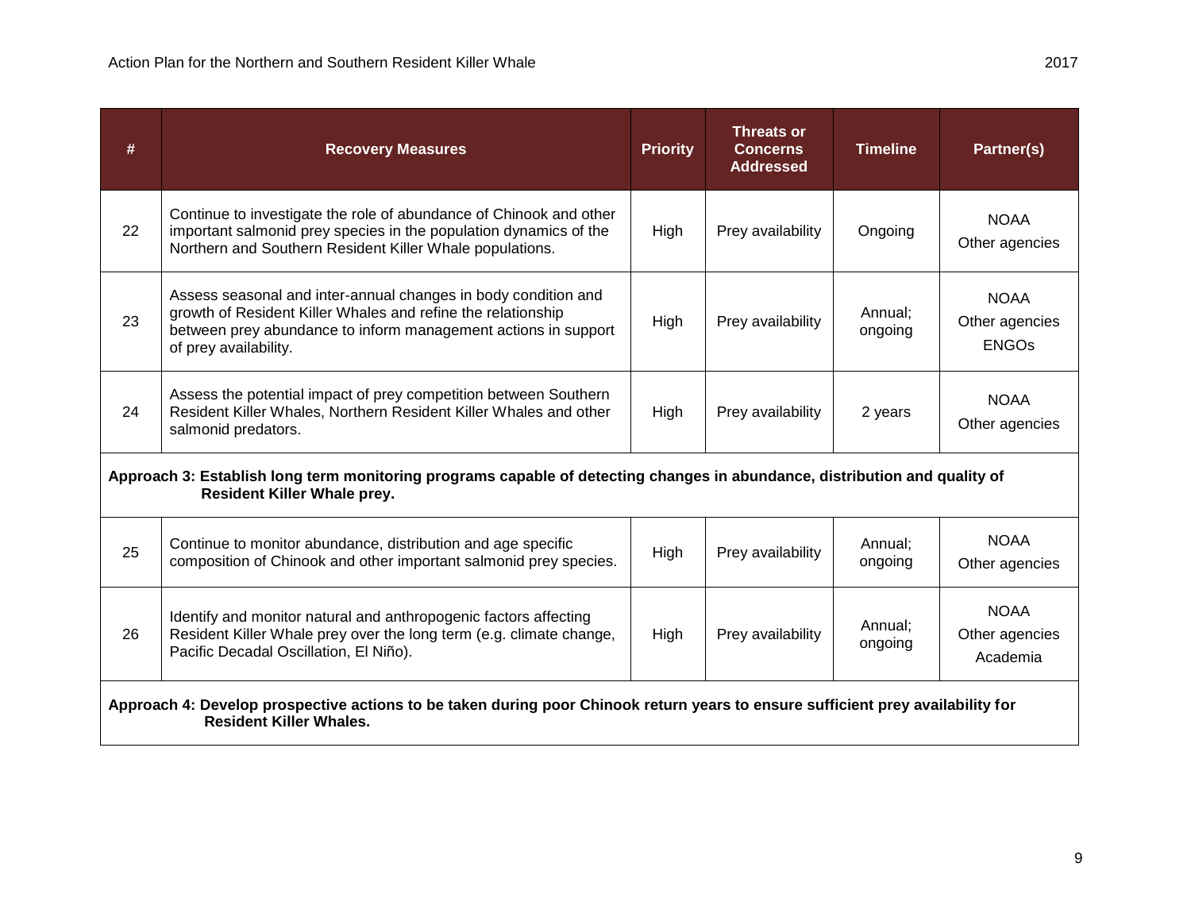| # | Recovery Measures | Priority | Threats or Concerns Addressed | Timeline | Partner(s) |
|---|---|---|---|---|---|
| 22 | Continue to investigate the role of abundance of Chinook and other important salmonid prey species in the population dynamics of the Northern and Southern Resident Killer Whale populations. | High | Prey availability | Ongoing | NOAA<br>Other agencies |
| 23 | Assess seasonal and inter-annual changes in body condition and growth of Resident Killer Whales and refine the relationship between prey abundance to inform management actions in support of prey availability. | High | Prey availability | Annual; ongoing | NOAA<br>Other agencies<br>ENGOs |
| 24 | Assess the potential impact of prey competition between Southern Resident Killer Whales, Northern Resident Killer Whales and other salmonid predators. | High | Prey availability | 2 years | NOAA<br>Other agencies |
| **Approach 3: Establish long term monitoring programs capable of detecting changes in abundance, distribution and quality of Resident Killer Whale prey.** | | | | | |
| 25 | Continue to monitor abundance, distribution and age specific composition of Chinook and other important salmonid prey species. | High | Prey availability | Annual; ongoing | NOAA<br>Other agencies |
| 26 | Identify and monitor natural and anthropogenic factors affecting Resident Killer Whale prey over the long term (e.g. climate change, Pacific Decadal Oscillation, El Niño). | High | Prey availability | Annual; ongoing | NOAA<br>Other agencies<br>Academia |
| **Approach 4: Develop prospective actions to be taken during poor Chinook return years to ensure sufficient prey availability for Resident Killer Whales.** | | | | | |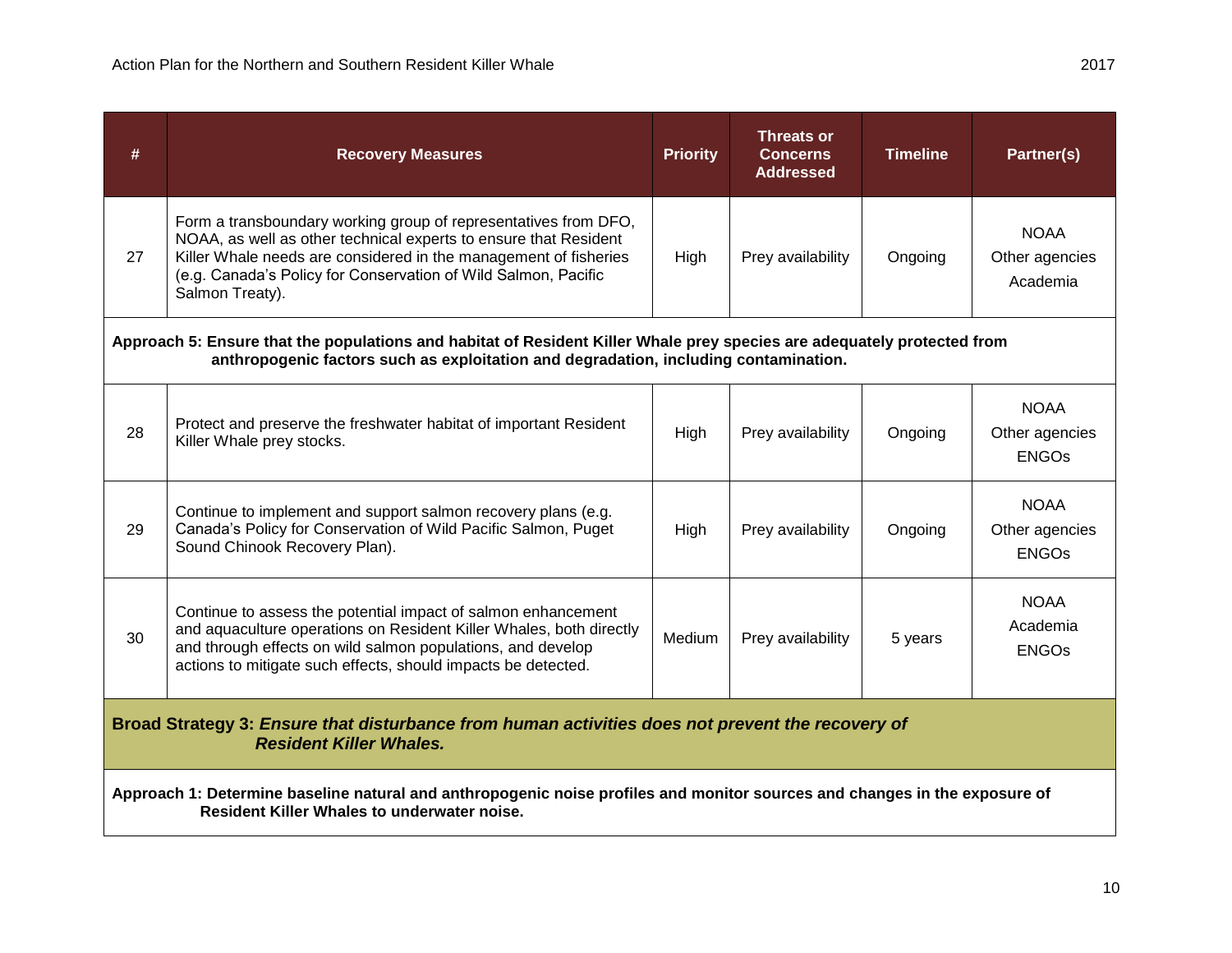| # | Recovery Measures | Priority | Threats or Concerns Addressed | Timeline | Partner(s) |
|---|---|---|---|---|---|
| 27 | Form a transboundary working group of representatives from DFO, NOAA, as well as other technical experts to ensure that Resident Killer Whale needs are considered in the management of fisheries (e.g. Canada's Policy for Conservation of Wild Salmon, Pacific Salmon Treaty). | High | Prey availability | Ongoing | NOAA<br>Other agencies<br>Academia |
| **Approach 5: Ensure that the populations and habitat of Resident Killer Whale prey species are adequately protected from anthropogenic factors such as exploitation and degradation, including contamination.** | | | | | |
| 28 | Protect and preserve the freshwater habitat of important Resident Killer Whale prey stocks. | High | Prey availability | Ongoing | NOAA<br>Other agencies<br>ENGOs |
| 29 | Continue to implement and support salmon recovery plans (e.g. Canada's Policy for Conservation of Wild Pacific Salmon, Puget Sound Chinook Recovery Plan). | High | Prey availability | Ongoing | NOAA<br>Other agencies<br>ENGOs |
| 30 | Continue to assess the potential impact of salmon enhancement and aquaculture operations on Resident Killer Whales, both directly and through effects on wild salmon populations, and develop actions to mitigate such effects, should impacts be detected. | Medium | Prey availability | 5 years | NOAA<br>Academia<br>ENGOs |
| **Broad Strategy 3: *Ensure that disturbance from human activities does not prevent the recovery of Resident Killer Whales.*** | | | | | |
| **Approach 1: Determine baseline natural and anthropogenic noise profiles and monitor sources and changes in the exposure of Resident Killer Whales to underwater noise.** | | | | | |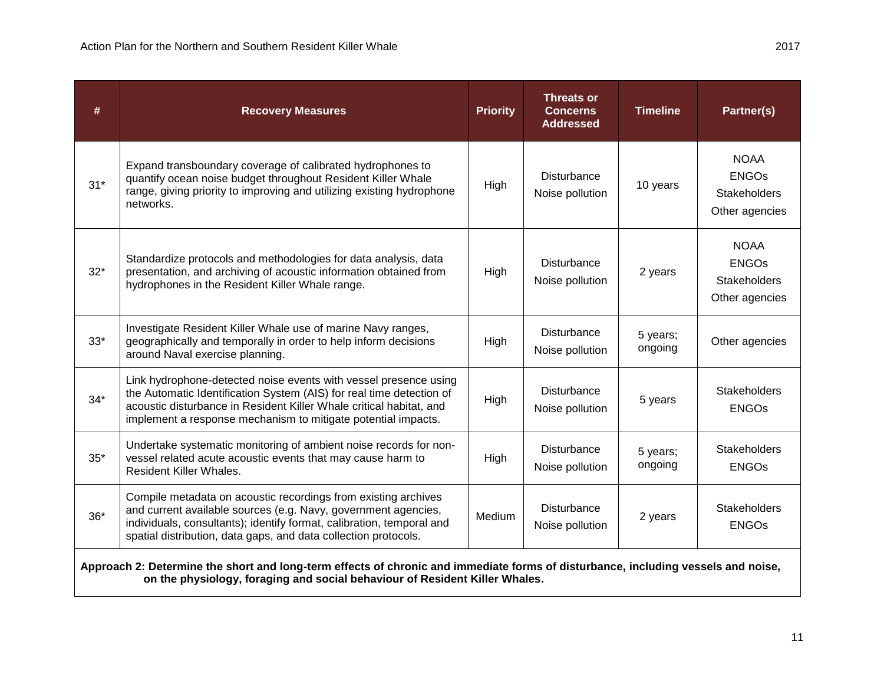| # | Recovery Measures | Priority | Threats or Concerns Addressed | Timeline | Partner(s) |
|---|---|---|---|---|---|
| 31* | Expand transboundary coverage of calibrated hydrophones to quantify ocean noise budget throughout Resident Killer Whale range, giving priority to improving and utilizing existing hydrophone networks. | High | Disturbance<br>Noise pollution | 10 years | NOAA<br>ENGOs<br>Stakeholders<br>Other agencies |
| 32* | Standardize protocols and methodologies for data analysis, data presentation, and archiving of acoustic information obtained from hydrophones in the Resident Killer Whale range. | High | Disturbance<br>Noise pollution | 2 years | NOAA<br>ENGOs<br>Stakeholders<br>Other agencies |
| 33* | Investigate Resident Killer Whale use of marine Navy ranges, geographically and temporally in order to help inform decisions around Naval exercise planning. | High | Disturbance<br>Noise pollution | 5 years; ongoing | Other agencies |
| 34* | Link hydrophone-detected noise events with vessel presence using the Automatic Identification System (AIS) for real time detection of acoustic disturbance in Resident Killer Whale critical habitat, and implement a response mechanism to mitigate potential impacts. | High | Disturbance<br>Noise pollution | 5 years | Stakeholders<br>ENGOs |
| 35* | Undertake systematic monitoring of ambient noise records for non-vessel related acute acoustic events that may cause harm to Resident Killer Whales. | High | Disturbance<br>Noise pollution | 5 years; ongoing | Stakeholders<br>ENGOs |
| 36* | Compile metadata on acoustic recordings from existing archives and current available sources (e.g. Navy, government agencies, individuals, consultants); identify format, calibration, temporal and spatial distribution, data gaps, and data collection protocols. | Medium | Disturbance<br>Noise pollution | 2 years | Stakeholders<br>ENGOs |
| **Approach 2: Determine the short and long-term effects of chronic and immediate forms of disturbance, including vessels and noise, on the physiology, foraging and social behaviour of Resident Killer Whales.** | | | | | |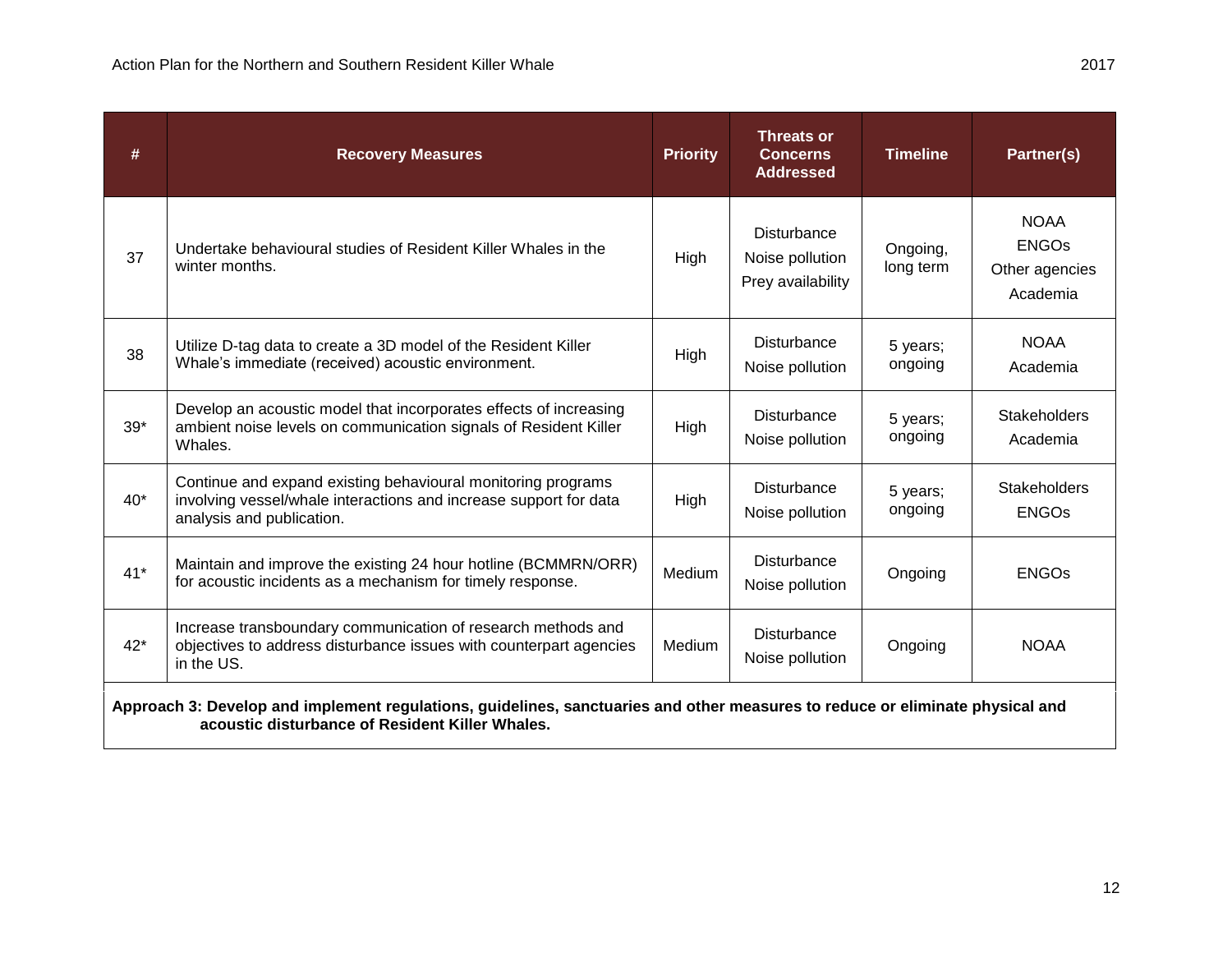| # | Recovery Measures | Priority | Threats or Concerns Addressed | Timeline | Partner(s) |
| --- | --- | --- | --- | --- | --- |
| 37 | Undertake behavioural studies of Resident Killer Whales in the winter months. | High | Disturbance<br>Noise pollution<br>Prey availability | Ongoing, long term | NOAA<br>ENGOs<br>Other agencies<br>Academia |
| 38 | Utilize D-tag data to create a 3D model of the Resident Killer Whale's immediate (received) acoustic environment. | High | Disturbance<br>Noise pollution | 5 years; ongoing | NOAA<br>Academia |
| 39* | Develop an acoustic model that incorporates effects of increasing ambient noise levels on communication signals of Resident Killer Whales. | High | Disturbance<br>Noise pollution | 5 years; ongoing | Stakeholders<br>Academia |
| 40* | Continue and expand existing behavioural monitoring programs involving vessel/whale interactions and increase support for data analysis and publication. | High | Disturbance<br>Noise pollution | 5 years; ongoing | Stakeholders<br>ENGOs |
| 41* | Maintain and improve the existing 24 hour hotline (BCMMRN/ORR) for acoustic incidents as a mechanism for timely response. | Medium | Disturbance<br>Noise pollution | Ongoing | ENGOs |
| 42* | Increase transboundary communication of research methods and objectives to address disturbance issues with counterpart agencies in the US. | Medium | Disturbance<br>Noise pollution | Ongoing | NOAA |

**Approach 3: Develop and implement regulations, guidelines, sanctuaries and other measures to reduce or eliminate physical and acoustic disturbance of Resident Killer Whales.**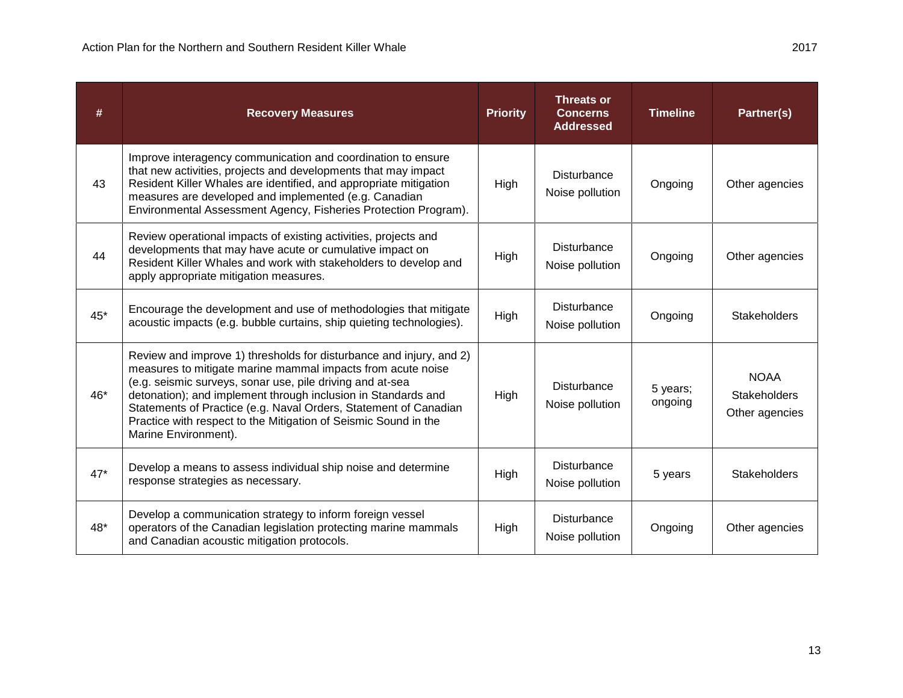| # | Recovery Measures | Priority | Threats or Concerns Addressed | Timeline | Partner(s) |
|---|---|---|---|---|---|
| 43 | Improve interagency communication and coordination to ensure that new activities, projects and developments that may impact Resident Killer Whales are identified, and appropriate mitigation measures are developed and implemented (e.g. Canadian Environmental Assessment Agency, Fisheries Protection Program). | High | Disturbance<br>Noise pollution | Ongoing | Other agencies |
| 44 | Review operational impacts of existing activities, projects and developments that may have acute or cumulative impact on Resident Killer Whales and work with stakeholders to develop and apply appropriate mitigation measures. | High | Disturbance<br>Noise pollution | Ongoing | Other agencies |
| 45* | Encourage the development and use of methodologies that mitigate acoustic impacts (e.g. bubble curtains, ship quieting technologies). | High | Disturbance<br>Noise pollution | Ongoing | Stakeholders |
| 46* | Review and improve 1) thresholds for disturbance and injury, and 2) measures to mitigate marine mammal impacts from acute noise (e.g. seismic surveys, sonar use, pile driving and at-sea detonation); and implement through inclusion in Standards and Statements of Practice (e.g. Naval Orders, Statement of Canadian Practice with respect to the Mitigation of Seismic Sound in the Marine Environment). | High | Disturbance<br>Noise pollution | 5 years; ongoing | NOAA<br>Stakeholders<br>Other agencies |
| 47* | Develop a means to assess individual ship noise and determine response strategies as necessary. | High | Disturbance<br>Noise pollution | 5 years | Stakeholders |
| 48* | Develop a communication strategy to inform foreign vessel operators of the Canadian legislation protecting marine mammals and Canadian acoustic mitigation protocols. | High | Disturbance<br>Noise pollution | Ongoing | Other agencies |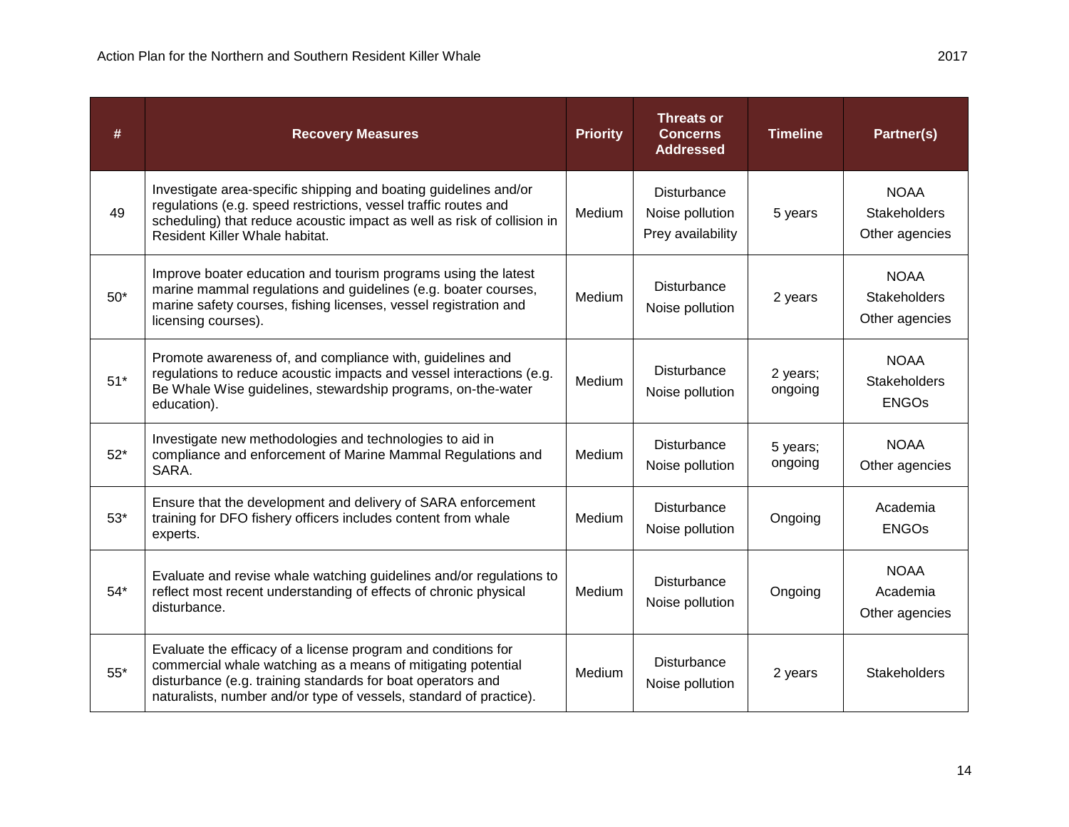| # | Recovery Measures | Priority | Threats or Concerns Addressed | Timeline | Partner(s) |
|---|---|---|---|---|---|
| 49 | Investigate area-specific shipping and boating guidelines and/or regulations (e.g. speed restrictions, vessel traffic routes and scheduling) that reduce acoustic impact as well as risk of collision in Resident Killer Whale habitat. | Medium | Disturbance<br>Noise pollution<br>Prey availability | 5 years | NOAA<br>Stakeholders<br>Other agencies |
| 50* | Improve boater education and tourism programs using the latest marine mammal regulations and guidelines (e.g. boater courses, marine safety courses, fishing licenses, vessel registration and licensing courses). | Medium | Disturbance<br>Noise pollution | 2 years | NOAA<br>Stakeholders<br>Other agencies |
| 51* | Promote awareness of, and compliance with, guidelines and regulations to reduce acoustic impacts and vessel interactions (e.g. Be Whale Wise guidelines, stewardship programs, on-the-water education). | Medium | Disturbance<br>Noise pollution | 2 years; ongoing | NOAA<br>Stakeholders<br>ENGOs |
| 52* | Investigate new methodologies and technologies to aid in compliance and enforcement of Marine Mammal Regulations and SARA. | Medium | Disturbance<br>Noise pollution | 5 years; ongoing | NOAA<br>Other agencies |
| 53* | Ensure that the development and delivery of SARA enforcement training for DFO fishery officers includes content from whale experts. | Medium | Disturbance<br>Noise pollution | Ongoing | Academia<br>ENGOs |
| 54* | Evaluate and revise whale watching guidelines and/or regulations to reflect most recent understanding of effects of chronic physical disturbance. | Medium | Disturbance<br>Noise pollution | Ongoing | NOAA<br>Academia<br>Other agencies |
| 55* | Evaluate the efficacy of a license program and conditions for commercial whale watching as a means of mitigating potential disturbance (e.g. training standards for boat operators and naturalists, number and/or type of vessels, standard of practice). | Medium | Disturbance<br>Noise pollution | 2 years | Stakeholders |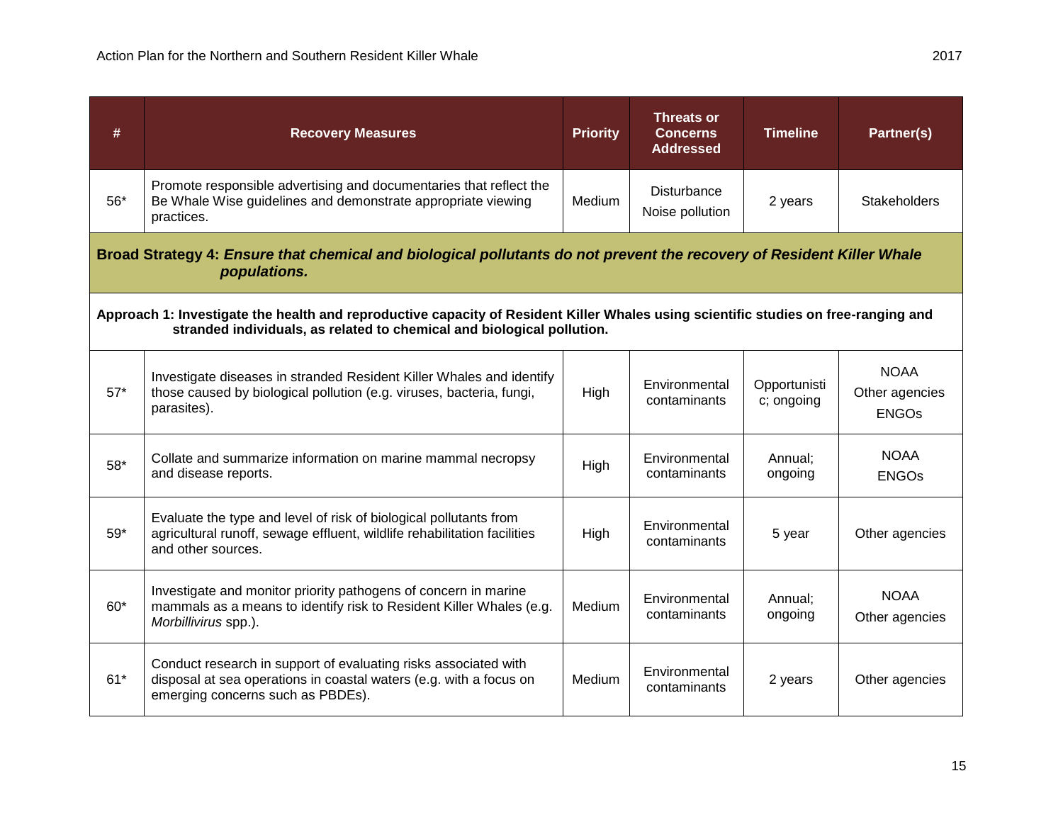| # | Recovery Measures | Priority | Threats or Concerns Addressed | Timeline | Partner(s) |
|---|---|---|---|---|---|
| 56* | Promote responsible advertising and documentaries that reflect the Be Whale Wise guidelines and demonstrate appropriate viewing practices. | Medium | Disturbance<br>Noise pollution | 2 years | Stakeholders |
| **Broad Strategy 4: *Ensure that chemical and biological pollutants do not prevent the recovery of Resident Killer Whale populations.*** | | | | | |
| **Approach 1: Investigate the health and reproductive capacity of Resident Killer Whales using scientific studies on free-ranging and stranded individuals, as related to chemical and biological pollution.** | | | | | |
| 57* | Investigate diseases in stranded Resident Killer Whales and identify those caused by biological pollution (e.g. viruses, bacteria, fungi, parasites). | High | Environmental contaminants | Opportunistic; ongoing | NOAA<br>Other agencies<br>ENGOs |
| 58* | Collate and summarize information on marine mammal necropsy and disease reports. | High | Environmental contaminants | Annual; ongoing | NOAA<br>ENGOs |
| 59* | Evaluate the type and level of risk of biological pollutants from agricultural runoff, sewage effluent, wildlife rehabilitation facilities and other sources. | High | Environmental contaminants | 5 year | Other agencies |
| 60* | Investigate and monitor priority pathogens of concern in marine mammals as a means to identify risk to Resident Killer Whales (e.g. *Morbillivirus* spp.). | Medium | Environmental contaminants | Annual; ongoing | NOAA<br>Other agencies |
| 61* | Conduct research in support of evaluating risks associated with disposal at sea operations in coastal waters (e.g. with a focus on emerging concerns such as PBDEs). | Medium | Environmental contaminants | 2 years | Other agencies |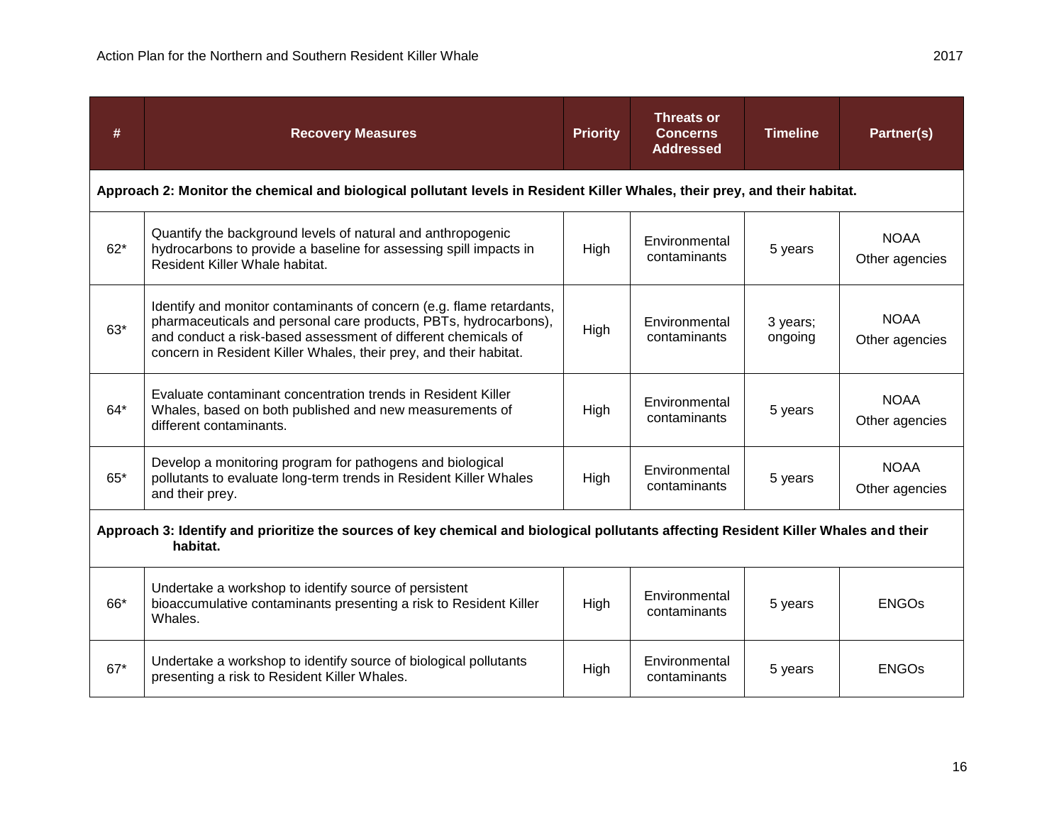| # | Recovery Measures | Priority | Threats or Concerns Addressed | Timeline | Partner(s) |
|---|---|---|---|---|---|
| **Approach 2: Monitor the chemical and biological pollutant levels in Resident Killer Whales, their prey, and their habitat.** | | | | | |
| 62* | Quantify the background levels of natural and anthropogenic hydrocarbons to provide a baseline for assessing spill impacts in Resident Killer Whale habitat. | High | Environmental contaminants | 5 years | NOAA<br>Other agencies |
| 63* | Identify and monitor contaminants of concern (e.g. flame retardants, pharmaceuticals and personal care products, PBTs, hydrocarbons), and conduct a risk-based assessment of different chemicals of concern in Resident Killer Whales, their prey, and their habitat. | High | Environmental contaminants | 3 years; ongoing | NOAA<br>Other agencies |
| 64* | Evaluate contaminant concentration trends in Resident Killer Whales, based on both published and new measurements of different contaminants. | High | Environmental contaminants | 5 years | NOAA<br>Other agencies |
| 65* | Develop a monitoring program for pathogens and biological pollutants to evaluate long-term trends in Resident Killer Whales and their prey. | High | Environmental contaminants | 5 years | NOAA<br>Other agencies |
| **Approach 3: Identify and prioritize the sources of key chemical and biological pollutants affecting Resident Killer Whales and their habitat.** | | | | | |
| 66* | Undertake a workshop to identify source of persistent bioaccumulative contaminants presenting a risk to Resident Killer Whales. | High | Environmental contaminants | 5 years | ENGOs |
| 67* | Undertake a workshop to identify source of biological pollutants presenting a risk to Resident Killer Whales. | High | Environmental contaminants | 5 years | ENGOs |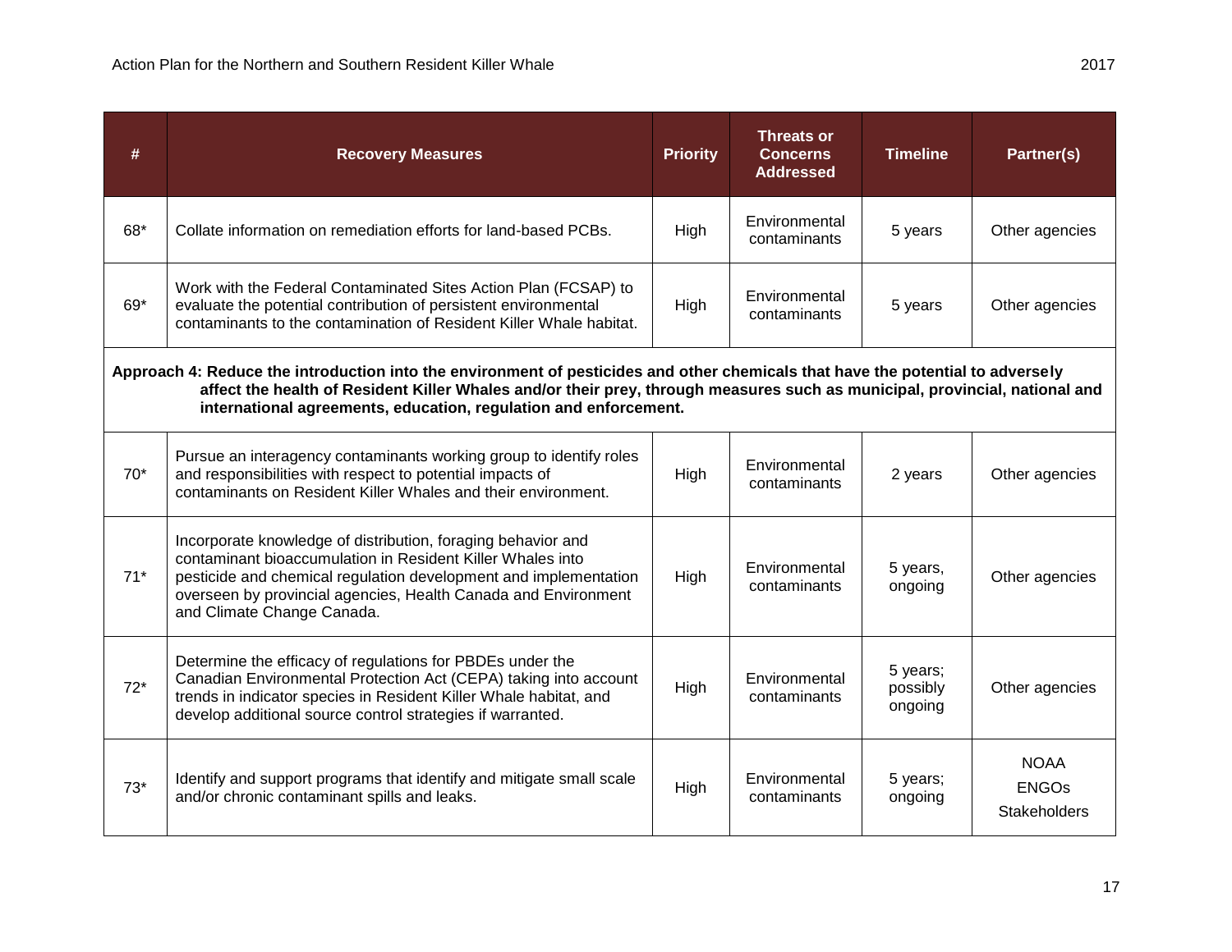| # | Recovery Measures | Priority | Threats or Concerns Addressed | Timeline | Partner(s) |
|---|---|---|---|---|---|
| 68* | Collate information on remediation efforts for land-based PCBs. | High | Environmental contaminants | 5 years | Other agencies |
| 69* | Work with the Federal Contaminated Sites Action Plan (FCSAP) to evaluate the potential contribution of persistent environmental contaminants to the contamination of Resident Killer Whale habitat. | High | Environmental contaminants | 5 years | Other agencies |
| **Approach 4: Reduce the introduction into the environment of pesticides and other chemicals that have the potential to adversely affect the health of Resident Killer Whales and/or their prey, through measures such as municipal, provincial, national and international agreements, education, regulation and enforcement.** | | | | | |
| 70* | Pursue an interagency contaminants working group to identify roles and responsibilities with respect to potential impacts of contaminants on Resident Killer Whales and their environment. | High | Environmental contaminants | 2 years | Other agencies |
| 71* | Incorporate knowledge of distribution, foraging behavior and contaminant bioaccumulation in Resident Killer Whales into pesticide and chemical regulation development and implementation overseen by provincial agencies, Health Canada and Environment and Climate Change Canada. | High | Environmental contaminants | 5 years, ongoing | Other agencies |
| 72* | Determine the efficacy of regulations for PBDEs under the Canadian Environmental Protection Act (CEPA) taking into account trends in indicator species in Resident Killer Whale habitat, and develop additional source control strategies if warranted. | High | Environmental contaminants | 5 years; possibly ongoing | Other agencies |
| 73* | Identify and support programs that identify and mitigate small scale and/or chronic contaminant spills and leaks. | High | Environmental contaminants | 5 years; ongoing | NOAA<br>ENGOs<br>Stakeholders |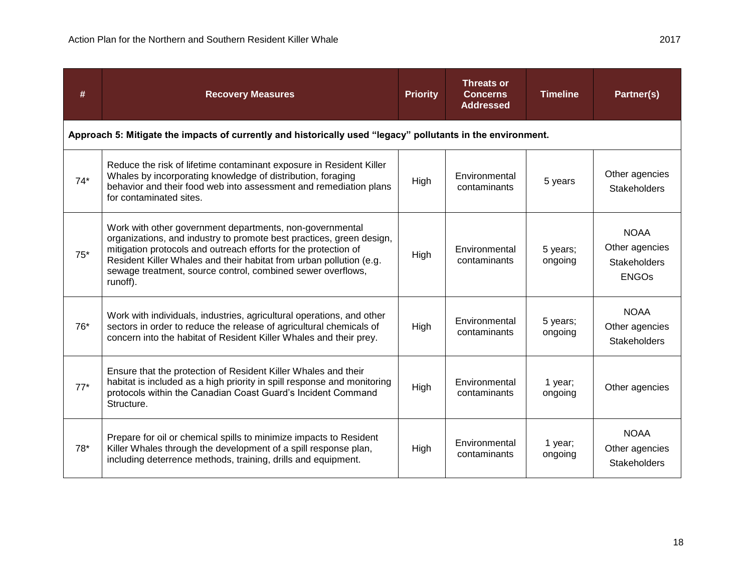| # | Recovery Measures | Priority | Threats or Concerns Addressed | Timeline | Partner(s) |
|---|---|---|---|---|---|
| **Approach 5: Mitigate the impacts of currently and historically used "legacy" pollutants in the environment.** | | | | | |
| 74* | Reduce the risk of lifetime contaminant exposure in Resident Killer Whales by incorporating knowledge of distribution, foraging behavior and their food web into assessment and remediation plans for contaminated sites. | High | Environmental contaminants | 5 years | Other agencies<br>Stakeholders |
| 75* | Work with other government departments, non-governmental organizations, and industry to promote best practices, green design, mitigation protocols and outreach efforts for the protection of Resident Killer Whales and their habitat from urban pollution (e.g. sewage treatment, source control, combined sewer overflows, runoff). | High | Environmental contaminants | 5 years; ongoing | NOAA<br>Other agencies<br>Stakeholders<br>ENGOs |
| 76* | Work with individuals, industries, agricultural operations, and other sectors in order to reduce the release of agricultural chemicals of concern into the habitat of Resident Killer Whales and their prey. | High | Environmental contaminants | 5 years; ongoing | NOAA<br>Other agencies<br>Stakeholders |
| 77* | Ensure that the protection of Resident Killer Whales and their habitat is included as a high priority in spill response and monitoring protocols within the Canadian Coast Guard's Incident Command Structure. | High | Environmental contaminants | 1 year; ongoing | Other agencies |
| 78* | Prepare for oil or chemical spills to minimize impacts to Resident Killer Whales through the development of a spill response plan, including deterrence methods, training, drills and equipment. | High | Environmental contaminants | 1 year; ongoing | NOAA<br>Other agencies<br>Stakeholders |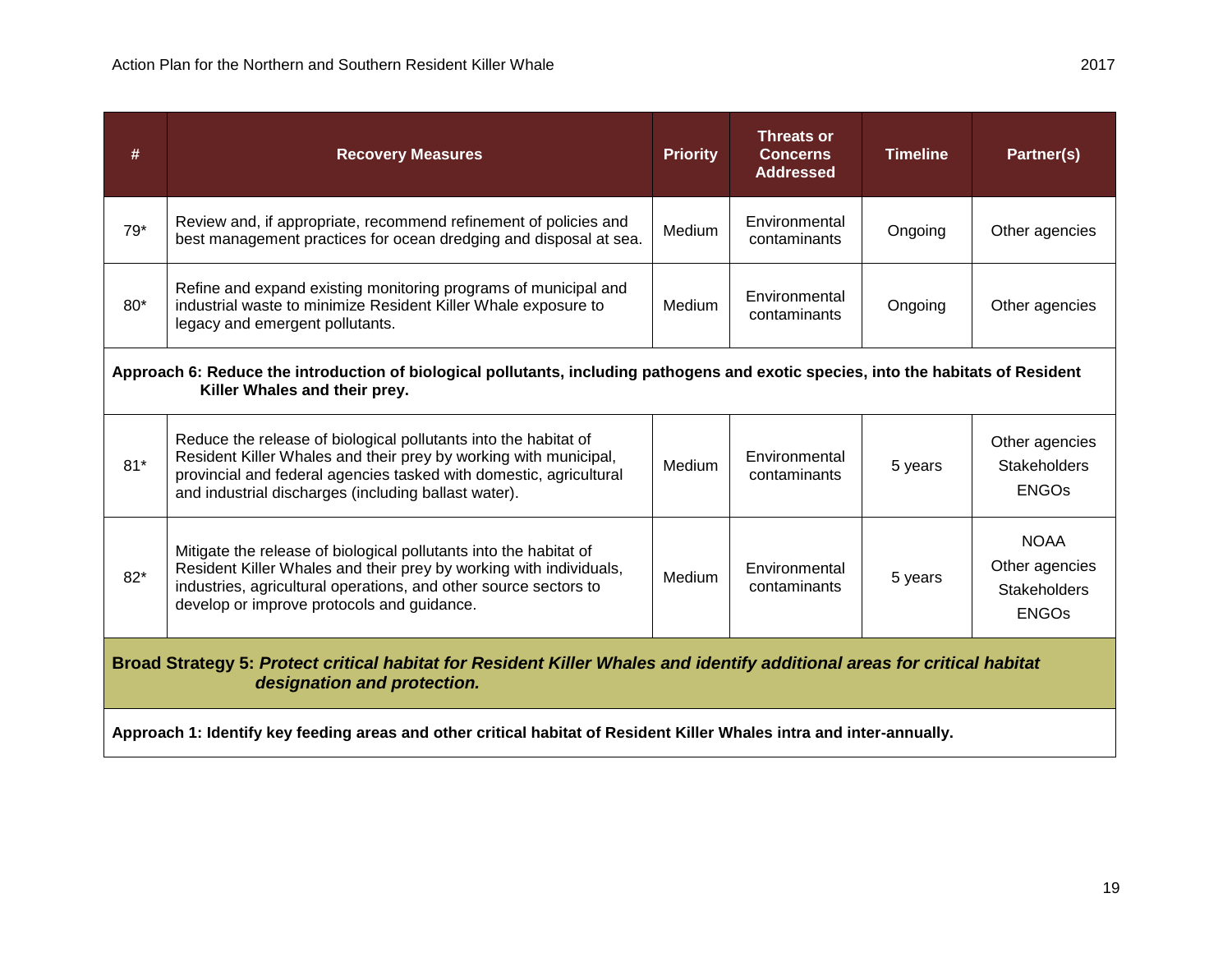| # | Recovery Measures | Priority | Threats or Concerns Addressed | Timeline | Partner(s) |
|---|---|---|---|---|---|
| 79* | Review and, if appropriate, recommend refinement of policies and best management practices for ocean dredging and disposal at sea. | Medium | Environmental contaminants | Ongoing | Other agencies |
| 80* | Refine and expand existing monitoring programs of municipal and industrial waste to minimize Resident Killer Whale exposure to legacy and emergent pollutants. | Medium | Environmental contaminants | Ongoing | Other agencies |
| **Approach 6: Reduce the introduction of biological pollutants, including pathogens and exotic species, into the habitats of Resident Killer Whales and their prey.** | | | | | |
| 81* | Reduce the release of biological pollutants into the habitat of Resident Killer Whales and their prey by working with municipal, provincial and federal agencies tasked with domestic, agricultural and industrial discharges (including ballast water). | Medium | Environmental contaminants | 5 years | Other agencies<br>Stakeholders<br>ENGOs |
| 82* | Mitigate the release of biological pollutants into the habitat of Resident Killer Whales and their prey by working with individuals, industries, agricultural operations, and other source sectors to develop or improve protocols and guidance. | Medium | Environmental contaminants | 5 years | NOAA<br>Other agencies<br>Stakeholders<br>ENGOs |
| **Broad Strategy 5: *Protect critical habitat for Resident Killer Whales and identify additional areas for critical habitat designation and protection.*** | | | | | |
| **Approach 1: Identify key feeding areas and other critical habitat of Resident Killer Whales intra and inter-annually.** | | | | | |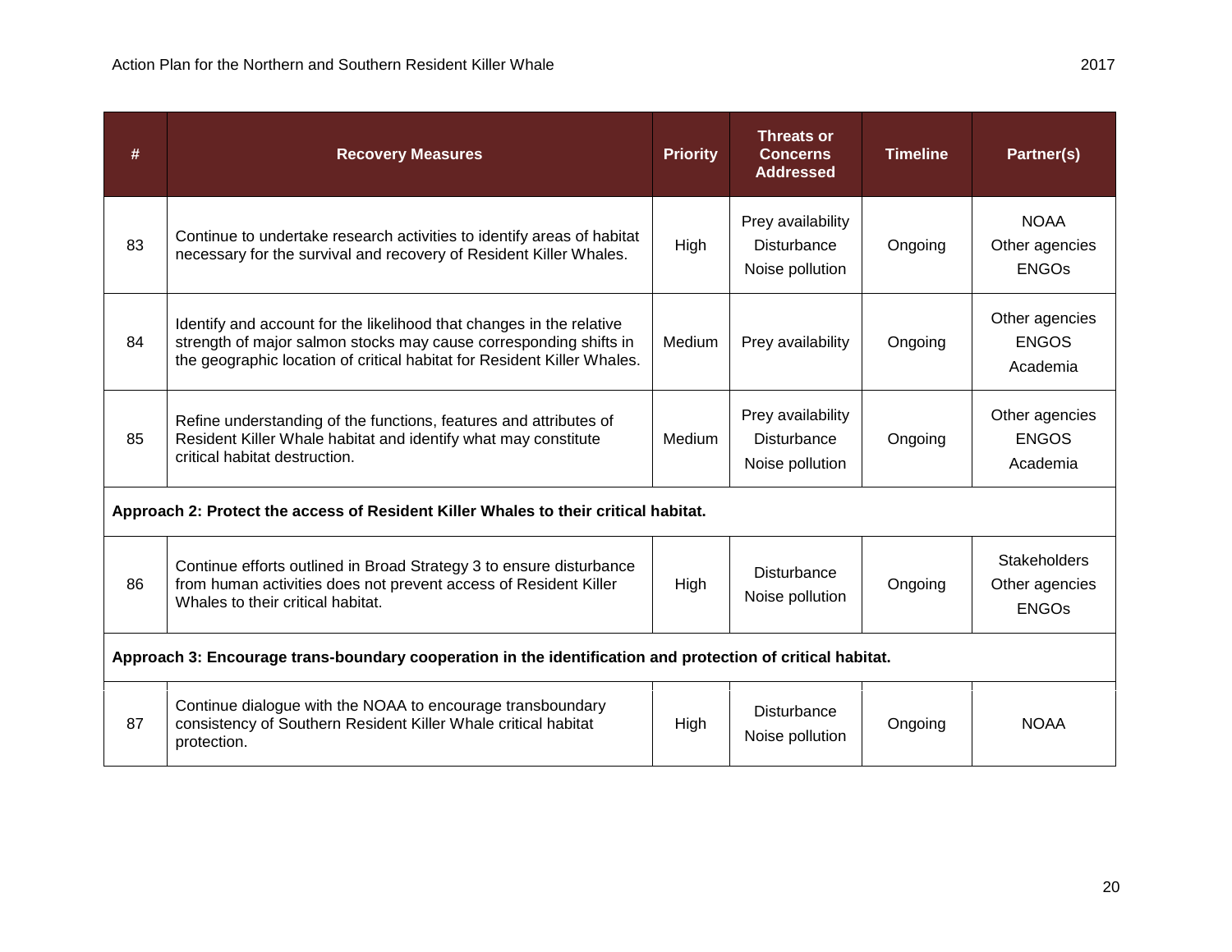| # | Recovery Measures | Priority | Threats or Concerns Addressed | Timeline | Partner(s) |
|---|---|---|---|---|---|
| 83 | Continue to undertake research activities to identify areas of habitat necessary for the survival and recovery of Resident Killer Whales. | High | Prey availability<br>Disturbance<br>Noise pollution | Ongoing | NOAA<br>Other agencies<br>ENGOs |
| 84 | Identify and account for the likelihood that changes in the relative strength of major salmon stocks may cause corresponding shifts in the geographic location of critical habitat for Resident Killer Whales. | Medium | Prey availability | Ongoing | Other agencies<br>ENGOS<br>Academia |
| 85 | Refine understanding of the functions, features and attributes of Resident Killer Whale habitat and identify what may constitute critical habitat destruction. | Medium | Prey availability<br>Disturbance<br>Noise pollution | Ongoing | Other agencies<br>ENGOS<br>Academia |
| **Approach 2: Protect the access of Resident Killer Whales to their critical habitat.** | | | | | |
| 86 | Continue efforts outlined in Broad Strategy 3 to ensure disturbance from human activities does not prevent access of Resident Killer Whales to their critical habitat. | High | Disturbance<br>Noise pollution | Ongoing | Stakeholders<br>Other agencies<br>ENGOs |
| **Approach 3: Encourage trans-boundary cooperation in the identification and protection of critical habitat.** | | | | | |
| 87 | Continue dialogue with the NOAA to encourage transboundary consistency of Southern Resident Killer Whale critical habitat protection. | High | Disturbance<br>Noise pollution | Ongoing | NOAA |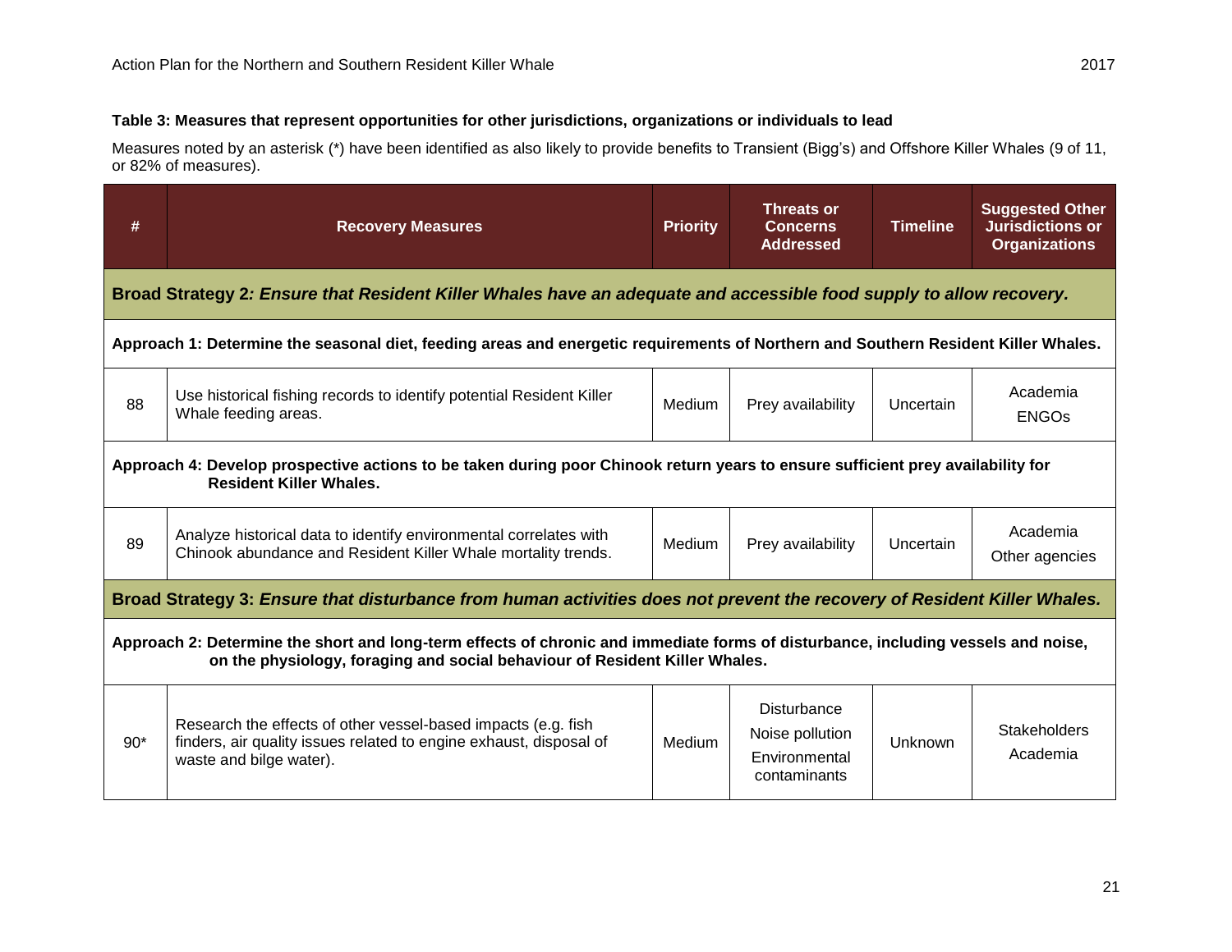**Table 3: Measures that represent opportunities for other jurisdictions, organizations or individuals to lead**

Measures noted by an asterisk (*) have been identified as also likely to provide benefits to Transient (Bigg's) and Offshore Killer Whales (9 of 11, or 82% of measures).

| # | Recovery Measures | Priority | Threats or Concerns Addressed | Timeline | Suggested Other Jurisdictions or Organizations |
|---|---|---|---|---|---|
| **Broad Strategy 2: *Ensure that Resident Killer Whales have an adequate and accessible food supply to allow recovery.*** | | | | | |
| **Approach 1: Determine the seasonal diet, feeding areas and energetic requirements of Northern and Southern Resident Killer Whales.** | | | | | |
| 88 | Use historical fishing records to identify potential Resident Killer Whale feeding areas. | Medium | Prey availability | Uncertain | Academia<br>ENGOs |
| **Approach 4: Develop prospective actions to be taken during poor Chinook return years to ensure sufficient prey availability for Resident Killer Whales.** | | | | | |
| 89 | Analyze historical data to identify environmental correlates with Chinook abundance and Resident Killer Whale mortality trends. | Medium | Prey availability | Uncertain | Academia<br>Other agencies |
| **Broad Strategy 3: *Ensure that disturbance from human activities does not prevent the recovery of Resident Killer Whales.*** | | | | | |
| **Approach 2: Determine the short and long-term effects of chronic and immediate forms of disturbance, including vessels and noise, on the physiology, foraging and social behaviour of Resident Killer Whales.** | | | | | |
| 90* | Research the effects of other vessel-based impacts (e.g. fish finders, air quality issues related to engine exhaust, disposal of waste and bilge water). | Medium | Disturbance<br>Noise pollution<br>Environmental contaminants | Unknown | Stakeholders<br>Academia |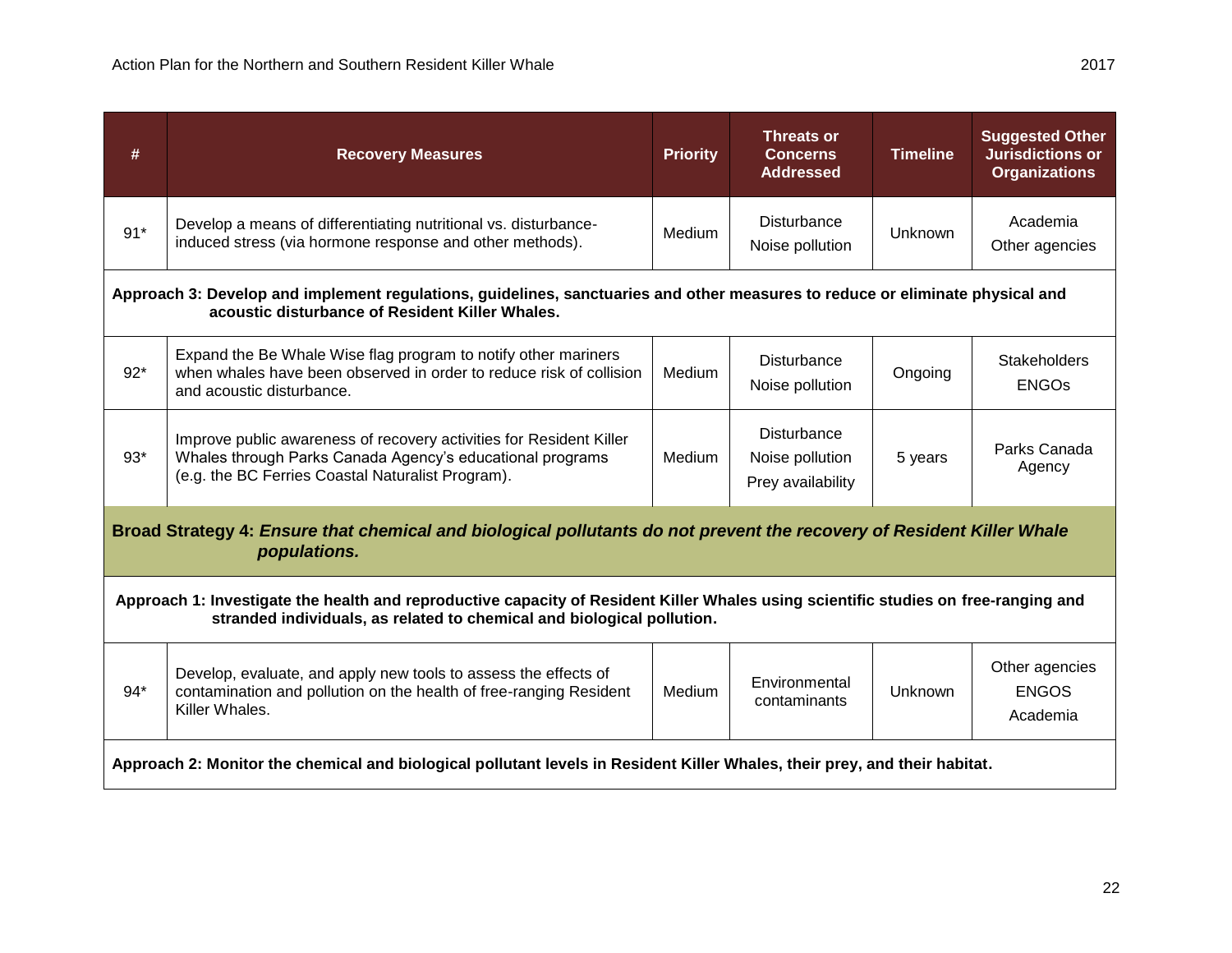| # | Recovery Measures | Priority | Threats or Concerns Addressed | Timeline | Suggested Other Jurisdictions or Organizations |
|---|---|---|---|---|---|
| 91* | Develop a means of differentiating nutritional vs. disturbance-induced stress (via hormone response and other methods). | Medium | Disturbance<br>Noise pollution | Unknown | Academia<br>Other agencies |
| **Approach 3: Develop and implement regulations, guidelines, sanctuaries and other measures to reduce or eliminate physical and acoustic disturbance of Resident Killer Whales.** | | | | | |
| 92* | Expand the Be Whale Wise flag program to notify other mariners when whales have been observed in order to reduce risk of collision and acoustic disturbance. | Medium | Disturbance<br>Noise pollution | Ongoing | Stakeholders<br>ENGOs |
| 93* | Improve public awareness of recovery activities for Resident Killer Whales through Parks Canada Agency's educational programs (e.g. the BC Ferries Coastal Naturalist Program). | Medium | Disturbance<br>Noise pollution<br>Prey availability | 5 years | Parks Canada Agency |
| **Broad Strategy 4:** ***Ensure that chemical and biological pollutants do not prevent the recovery of Resident Killer Whale populations.*** | | | | | |
| **Approach 1: Investigate the health and reproductive capacity of Resident Killer Whales using scientific studies on free-ranging and stranded individuals, as related to chemical and biological pollution.** | | | | | |
| 94* | Develop, evaluate, and apply new tools to assess the effects of contamination and pollution on the health of free-ranging Resident Killer Whales. | Medium | Environmental contaminants | Unknown | Other agencies<br>ENGOS<br>Academia |
| **Approach 2: Monitor the chemical and biological pollutant levels in Resident Killer Whales, their prey, and their habitat.** | | | | | |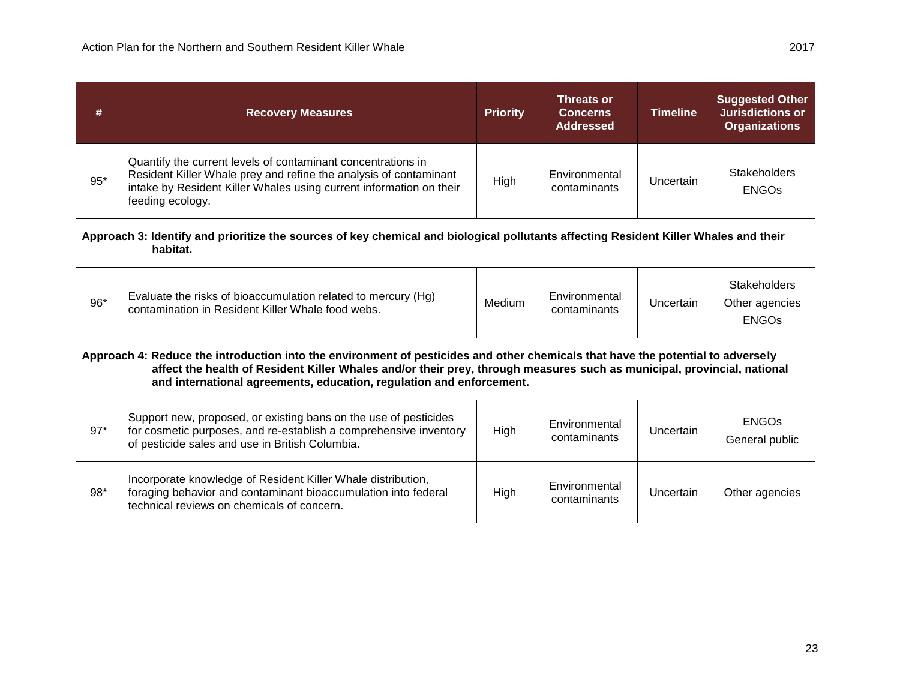| # | Recovery Measures | Priority | Threats or Concerns Addressed | Timeline | Suggested Other Jurisdictions or Organizations |
|---|---|---|---|---|---|
| 95* | Quantify the current levels of contaminant concentrations in Resident Killer Whale prey and refine the analysis of contaminant intake by Resident Killer Whales using current information on their feeding ecology. | High | Environmental contaminants | Uncertain | Stakeholders<br>ENGOs |
| **Approach 3: Identify and prioritize the sources of key chemical and biological pollutants affecting Resident Killer Whales and their habitat.** | | | | | |
| 96* | Evaluate the risks of bioaccumulation related to mercury (Hg) contamination in Resident Killer Whale food webs. | Medium | Environmental contaminants | Uncertain | Stakeholders<br>Other agencies<br>ENGOs |
| **Approach 4: Reduce the introduction into the environment of pesticides and other chemicals that have the potential to adversely affect the health of Resident Killer Whales and/or their prey, through measures such as municipal, provincial, national and international agreements, education, regulation and enforcement.** | | | | | |
| 97* | Support new, proposed, or existing bans on the use of pesticides for cosmetic purposes, and re-establish a comprehensive inventory of pesticide sales and use in British Columbia. | High | Environmental contaminants | Uncertain | ENGOs<br>General public |
| 98* | Incorporate knowledge of Resident Killer Whale distribution, foraging behavior and contaminant bioaccumulation into federal technical reviews on chemicals of concern. | High | Environmental contaminants | Uncertain | Other agencies |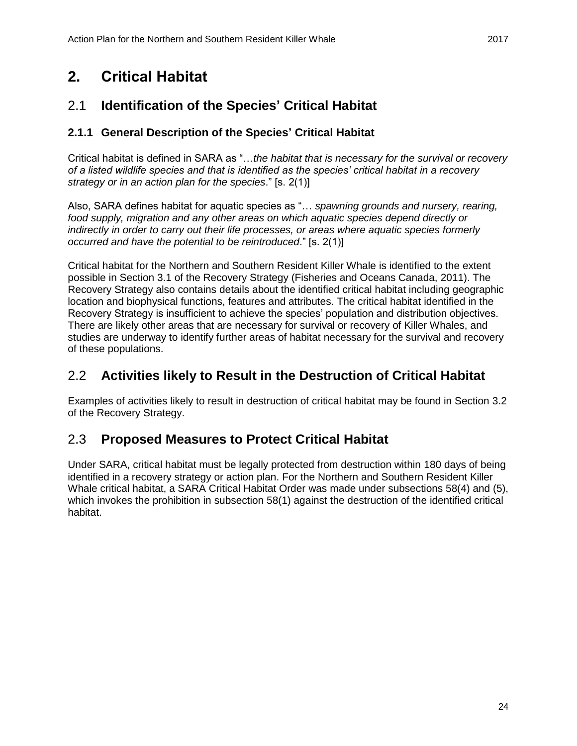# 2. Critical Habitat

## 2.1 Identification of the Species' Critical Habitat

### 2.1.1 General Description of the Species' Critical Habitat

Critical habitat is defined in SARA as "…*the habitat that is necessary for the survival or recovery of a listed wildlife species and that is identified as the species' critical habitat in a recovery strategy or in an action plan for the species*." [s. 2(1)]

Also, SARA defines habitat for aquatic species as "… *spawning grounds and nursery, rearing, food supply, migration and any other areas on which aquatic species depend directly or indirectly in order to carry out their life processes, or areas where aquatic species formerly occurred and have the potential to be reintroduced*." [s. 2(1)]

Critical habitat for the Northern and Southern Resident Killer Whale is identified to the extent possible in Section 3.1 of the Recovery Strategy (Fisheries and Oceans Canada, 2011). The Recovery Strategy also contains details about the identified critical habitat including geographic location and biophysical functions, features and attributes. The critical habitat identified in the Recovery Strategy is insufficient to achieve the species' population and distribution objectives. There are likely other areas that are necessary for survival or recovery of Killer Whales, and studies are underway to identify further areas of habitat necessary for the survival and recovery of these populations.

## 2.2 Activities likely to Result in the Destruction of Critical Habitat

Examples of activities likely to result in destruction of critical habitat may be found in Section 3.2 of the Recovery Strategy.

## 2.3 Proposed Measures to Protect Critical Habitat

Under SARA, critical habitat must be legally protected from destruction within 180 days of being identified in a recovery strategy or action plan. For the Northern and Southern Resident Killer Whale critical habitat, a SARA Critical Habitat Order was made under subsections 58(4) and (5), which invokes the prohibition in subsection 58(1) against the destruction of the identified critical habitat.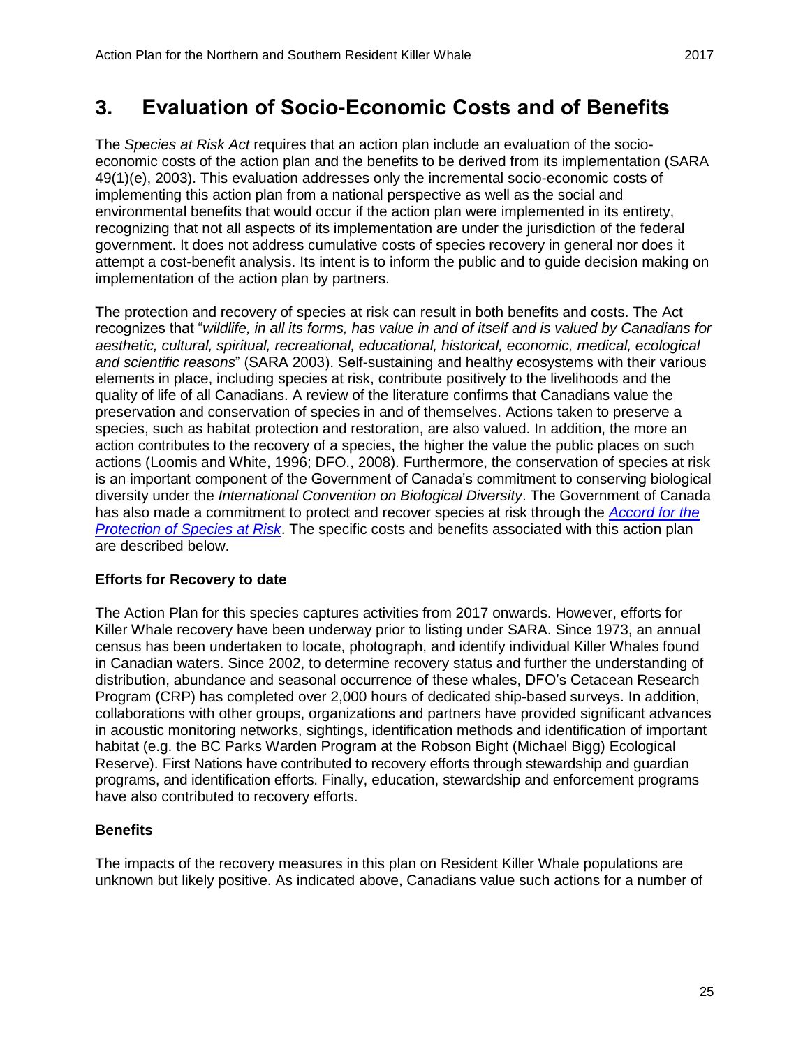# 3. Evaluation of Socio-Economic Costs and of Benefits

The *Species at Risk Act* requires that an action plan include an evaluation of the socio-economic costs of the action plan and the benefits to be derived from its implementation (SARA 49(1)(e), 2003). This evaluation addresses only the incremental socio-economic costs of implementing this action plan from a national perspective as well as the social and environmental benefits that would occur if the action plan were implemented in its entirety, recognizing that not all aspects of its implementation are under the jurisdiction of the federal government. It does not address cumulative costs of species recovery in general nor does it attempt a cost-benefit analysis. Its intent is to inform the public and to guide decision making on implementation of the action plan by partners.

The protection and recovery of species at risk can result in both benefits and costs. The Act recognizes that "*wildlife, in all its forms, has value in and of itself and is valued by Canadians for aesthetic, cultural, spiritual, recreational, educational, historical, economic, medical, ecological and scientific reasons*" (SARA 2003). Self-sustaining and healthy ecosystems with their various elements in place, including species at risk, contribute positively to the livelihoods and the quality of life of all Canadians. A review of the literature confirms that Canadians value the preservation and conservation of species in and of themselves. Actions taken to preserve a species, such as habitat protection and restoration, are also valued. In addition, the more an action contributes to the recovery of a species, the higher the value the public places on such actions (Loomis and White, 1996; DFO., 2008). Furthermore, the conservation of species at risk is an important component of the Government of Canada's commitment to conserving biological diversity under the *International Convention on Biological Diversity*. The Government of Canada has also made a commitment to protect and recover species at risk through the *Accord for the Protection of Species at Risk*. The specific costs and benefits associated with this action plan are described below.

**Efforts for Recovery to date**

The Action Plan for this species captures activities from 2017 onwards. However, efforts for Killer Whale recovery have been underway prior to listing under SARA. Since 1973, an annual census has been undertaken to locate, photograph, and identify individual Killer Whales found in Canadian waters. Since 2002, to determine recovery status and further the understanding of distribution, abundance and seasonal occurrence of these whales, DFO's Cetacean Research Program (CRP) has completed over 2,000 hours of dedicated ship-based surveys. In addition, collaborations with other groups, organizations and partners have provided significant advances in acoustic monitoring networks, sightings, identification methods and identification of important habitat (e.g. the BC Parks Warden Program at the Robson Bight (Michael Bigg) Ecological Reserve). First Nations have contributed to recovery efforts through stewardship and guardian programs, and identification efforts. Finally, education, stewardship and enforcement programs have also contributed to recovery efforts.

**Benefits**

The impacts of the recovery measures in this plan on Resident Killer Whale populations are unknown but likely positive. As indicated above, Canadians value such actions for a number of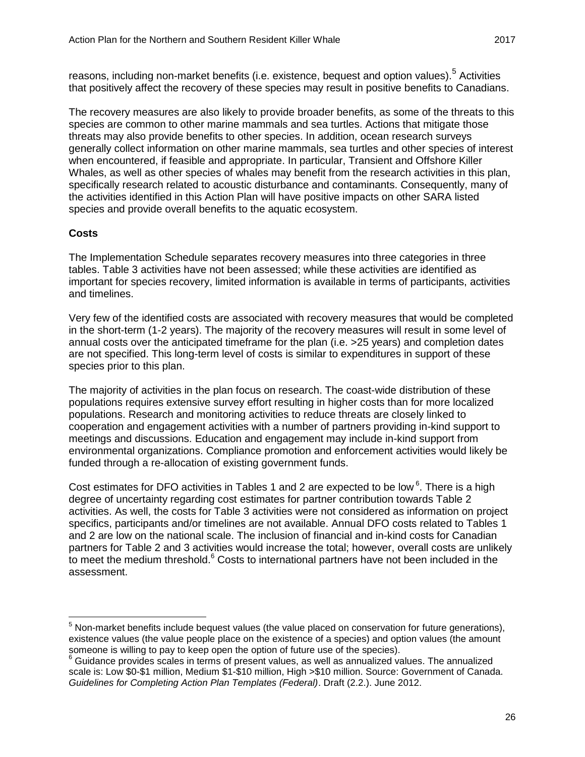reasons, including non-market benefits (i.e. existence, bequest and option values).[5] Activities that positively affect the recovery of these species may result in positive benefits to Canadians.

The recovery measures are also likely to provide broader benefits, as some of the threats to this species are common to other marine mammals and sea turtles. Actions that mitigate those threats may also provide benefits to other species. In addition, ocean research surveys generally collect information on other marine mammals, sea turtles and other species of interest when encountered, if feasible and appropriate. In particular, Transient and Offshore Killer Whales, as well as other species of whales may benefit from the research activities in this plan, specifically research related to acoustic disturbance and contaminants. Consequently, many of the activities identified in this Action Plan will have positive impacts on other SARA listed species and provide overall benefits to the aquatic ecosystem.

### Costs

The Implementation Schedule separates recovery measures into three categories in three tables. Table 3 activities have not been assessed; while these activities are identified as important for species recovery, limited information is available in terms of participants, activities and timelines.

Very few of the identified costs are associated with recovery measures that would be completed in the short-term (1-2 years). The majority of the recovery measures will result in some level of annual costs over the anticipated timeframe for the plan (i.e. >25 years) and completion dates are not specified. This long-term level of costs is similar to expenditures in support of these species prior to this plan.

The majority of activities in the plan focus on research. The coast-wide distribution of these populations requires extensive survey effort resulting in higher costs than for more localized populations. Research and monitoring activities to reduce threats are closely linked to cooperation and engagement activities with a number of partners providing in-kind support to meetings and discussions. Education and engagement may include in-kind support from environmental organizations. Compliance promotion and enforcement activities would likely be funded through a re-allocation of existing government funds.

Cost estimates for DFO activities in Tables 1 and 2 are expected to be low[6]. There is a high degree of uncertainty regarding cost estimates for partner contribution towards Table 2 activities. As well, the costs for Table 3 activities were not considered as information on project specifics, participants and/or timelines are not available. Annual DFO costs related to Tables 1 and 2 are low on the national scale. The inclusion of financial and in-kind costs for Canadian partners for Table 2 and 3 activities would increase the total; however, overall costs are unlikely to meet the medium threshold.[6] Costs to international partners have not been included in the assessment.

---

[5] Non-market benefits include bequest values (the value placed on conservation for future generations), existence values (the value people place on the existence of a species) and option values (the amount someone is willing to pay to keep open the option of future use of the species).

[6] Guidance provides scales in terms of present values, as well as annualized values. The annualized scale is: Low \$0-\$1 million, Medium \$1-\$10 million, High >\$10 million. Source: Government of Canada. *Guidelines for Completing Action Plan Templates (Federal)*. Draft (2.2.). June 2012.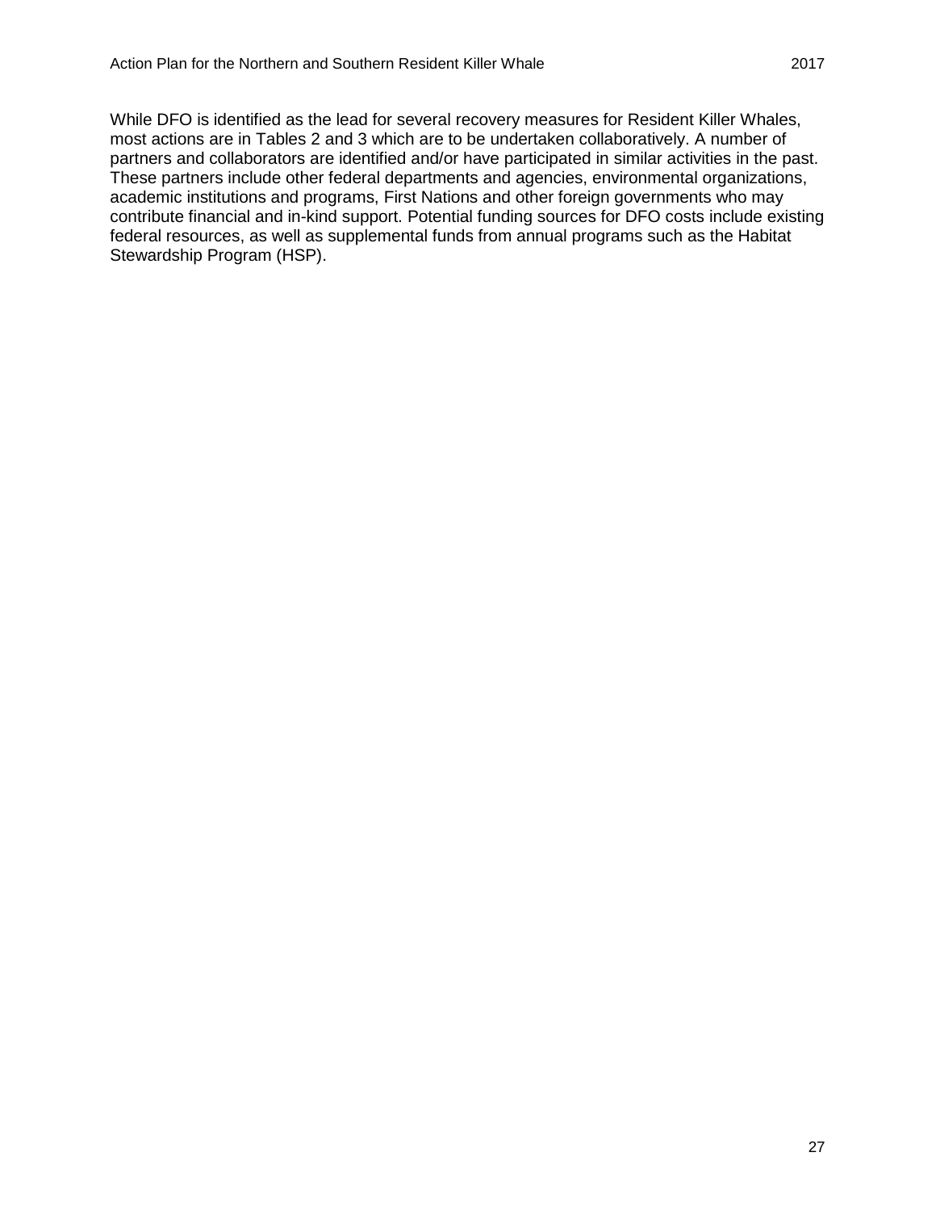While DFO is identified as the lead for several recovery measures for Resident Killer Whales, most actions are in Tables 2 and 3 which are to be undertaken collaboratively. A number of partners and collaborators are identified and/or have participated in similar activities in the past. These partners include other federal departments and agencies, environmental organizations, academic institutions and programs, First Nations and other foreign governments who may contribute financial and in-kind support. Potential funding sources for DFO costs include existing federal resources, as well as supplemental funds from annual programs such as the Habitat Stewardship Program (HSP).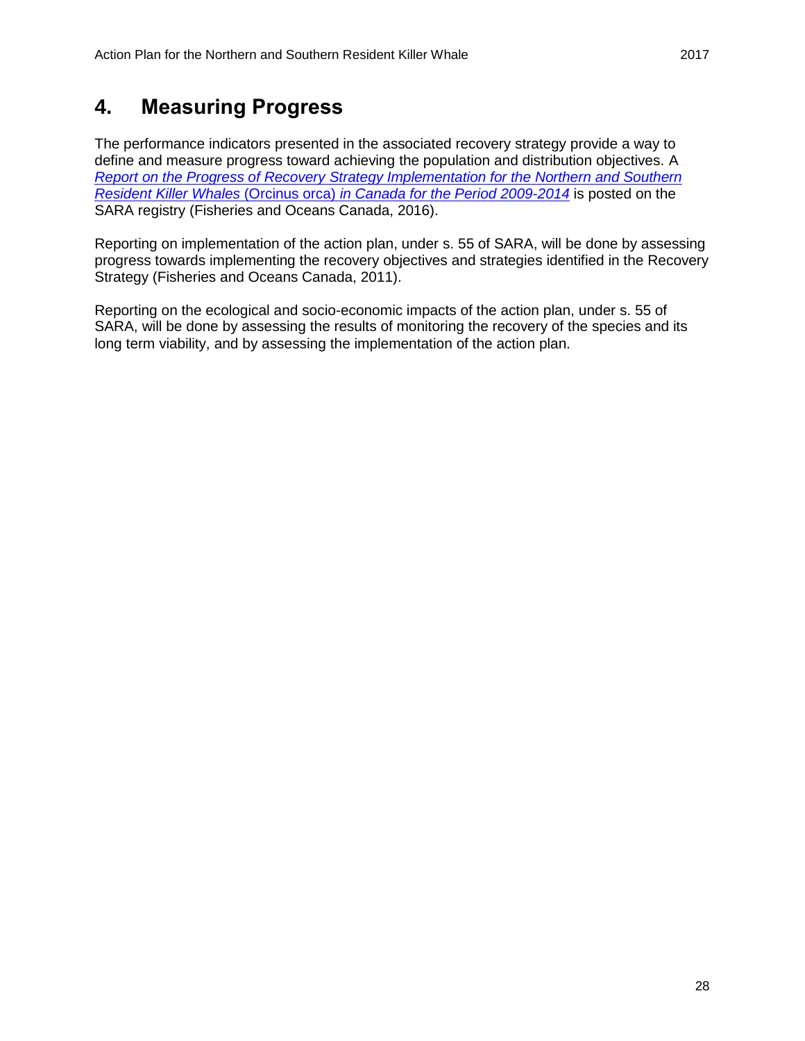# 4. Measuring Progress

The performance indicators presented in the associated recovery strategy provide a way to define and measure progress toward achieving the population and distribution objectives. A *Report on the Progress of Recovery Strategy Implementation for the Northern and Southern Resident Killer Whales* (Orcinus orca) *in Canada for the Period 2009-2014* is posted on the SARA registry (Fisheries and Oceans Canada, 2016).

Reporting on implementation of the action plan, under s. 55 of SARA, will be done by assessing progress towards implementing the recovery objectives and strategies identified in the Recovery Strategy (Fisheries and Oceans Canada, 2011).

Reporting on the ecological and socio-economic impacts of the action plan, under s. 55 of SARA, will be done by assessing the results of monitoring the recovery of the species and its long term viability, and by assessing the implementation of the action plan.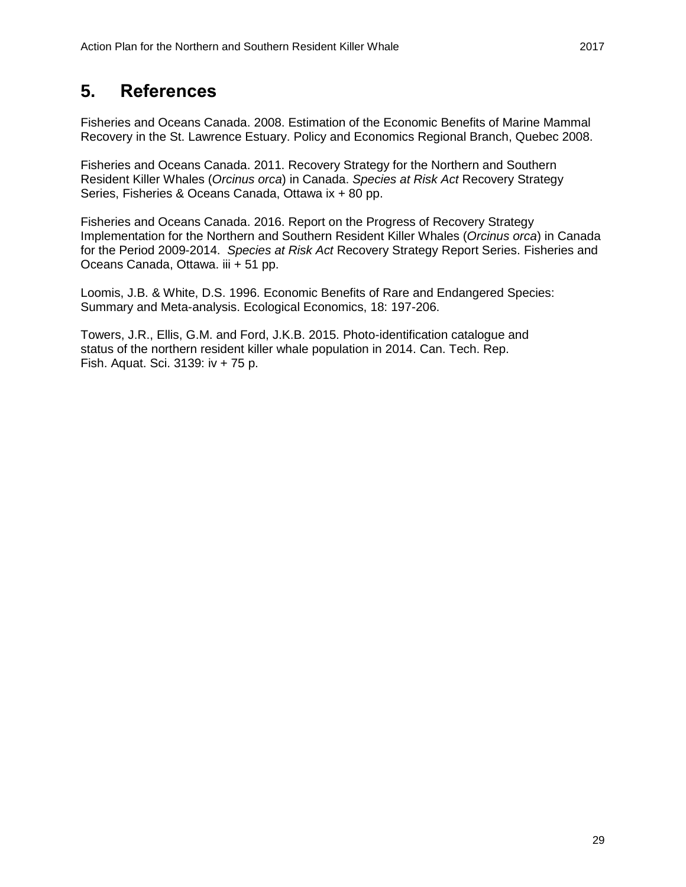# 5. References

Fisheries and Oceans Canada. 2008. Estimation of the Economic Benefits of Marine Mammal Recovery in the St. Lawrence Estuary. Policy and Economics Regional Branch, Quebec 2008.

Fisheries and Oceans Canada. 2011. Recovery Strategy for the Northern and Southern Resident Killer Whales (*Orcinus orca*) in Canada. *Species at Risk Act* Recovery Strategy Series, Fisheries & Oceans Canada, Ottawa ix + 80 pp.

Fisheries and Oceans Canada. 2016. Report on the Progress of Recovery Strategy Implementation for the Northern and Southern Resident Killer Whales (*Orcinus orca*) in Canada for the Period 2009-2014. *Species at Risk Act* Recovery Strategy Report Series. Fisheries and Oceans Canada, Ottawa. iii + 51 pp.

Loomis, J.B. & White, D.S. 1996. Economic Benefits of Rare and Endangered Species: Summary and Meta-analysis. Ecological Economics, 18: 197-206.

Towers, J.R., Ellis, G.M. and Ford, J.K.B. 2015. Photo-identification catalogue and status of the northern resident killer whale population in 2014. Can. Tech. Rep. Fish. Aquat. Sci. 3139: iv + 75 p.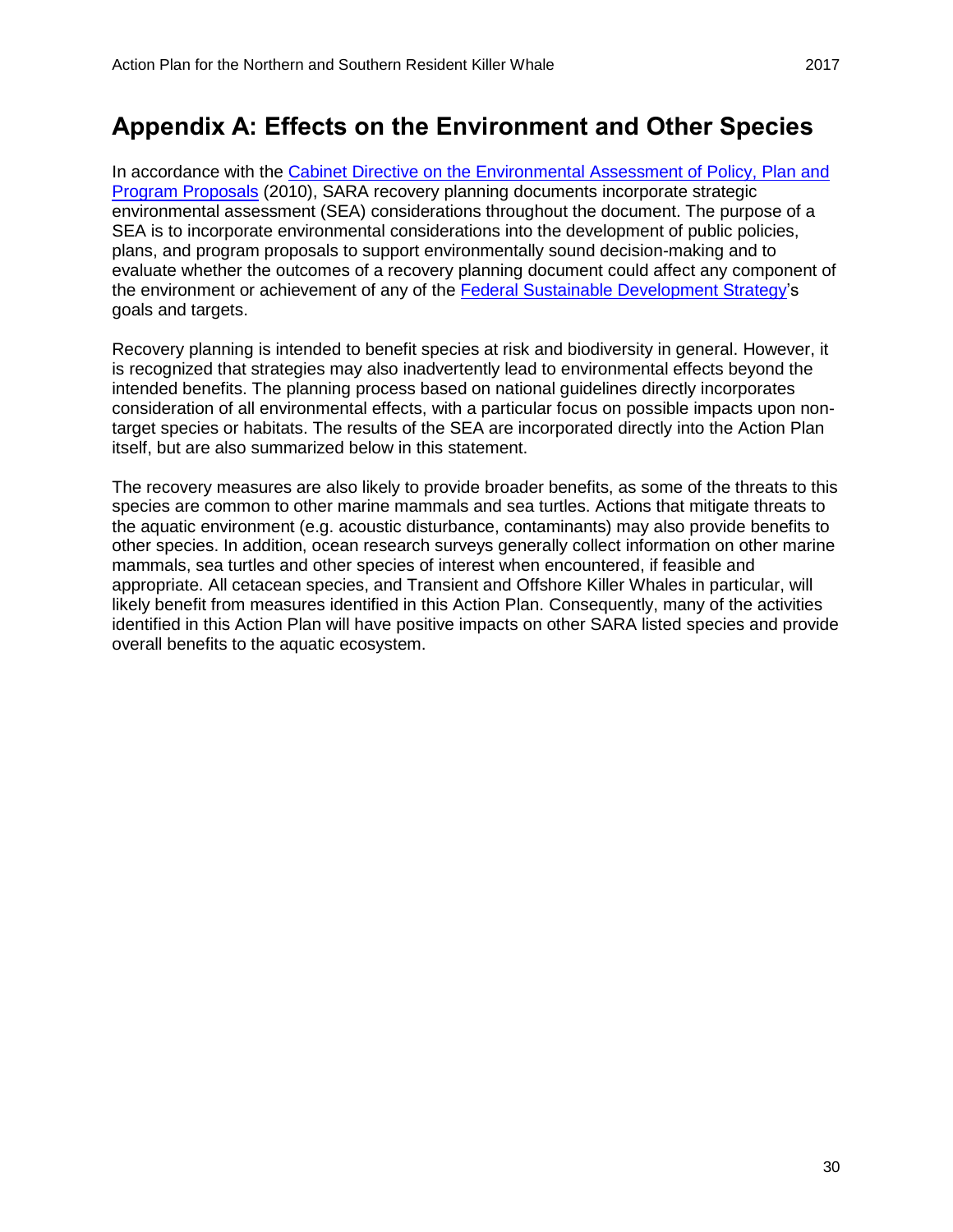# Appendix A: Effects on the Environment and Other Species

In accordance with the Cabinet Directive on the Environmental Assessment of Policy, Plan and Program Proposals (2010), SARA recovery planning documents incorporate strategic environmental assessment (SEA) considerations throughout the document. The purpose of a SEA is to incorporate environmental considerations into the development of public policies, plans, and program proposals to support environmentally sound decision-making and to evaluate whether the outcomes of a recovery planning document could affect any component of the environment or achievement of any of the Federal Sustainable Development Strategy's goals and targets.

Recovery planning is intended to benefit species at risk and biodiversity in general. However, it is recognized that strategies may also inadvertently lead to environmental effects beyond the intended benefits. The planning process based on national guidelines directly incorporates consideration of all environmental effects, with a particular focus on possible impacts upon non-target species or habitats. The results of the SEA are incorporated directly into the Action Plan itself, but are also summarized below in this statement.

The recovery measures are also likely to provide broader benefits, as some of the threats to this species are common to other marine mammals and sea turtles. Actions that mitigate threats to the aquatic environment (e.g. acoustic disturbance, contaminants) may also provide benefits to other species. In addition, ocean research surveys generally collect information on other marine mammals, sea turtles and other species of interest when encountered, if feasible and appropriate. All cetacean species, and Transient and Offshore Killer Whales in particular, will likely benefit from measures identified in this Action Plan. Consequently, many of the activities identified in this Action Plan will have positive impacts on other SARA listed species and provide overall benefits to the aquatic ecosystem.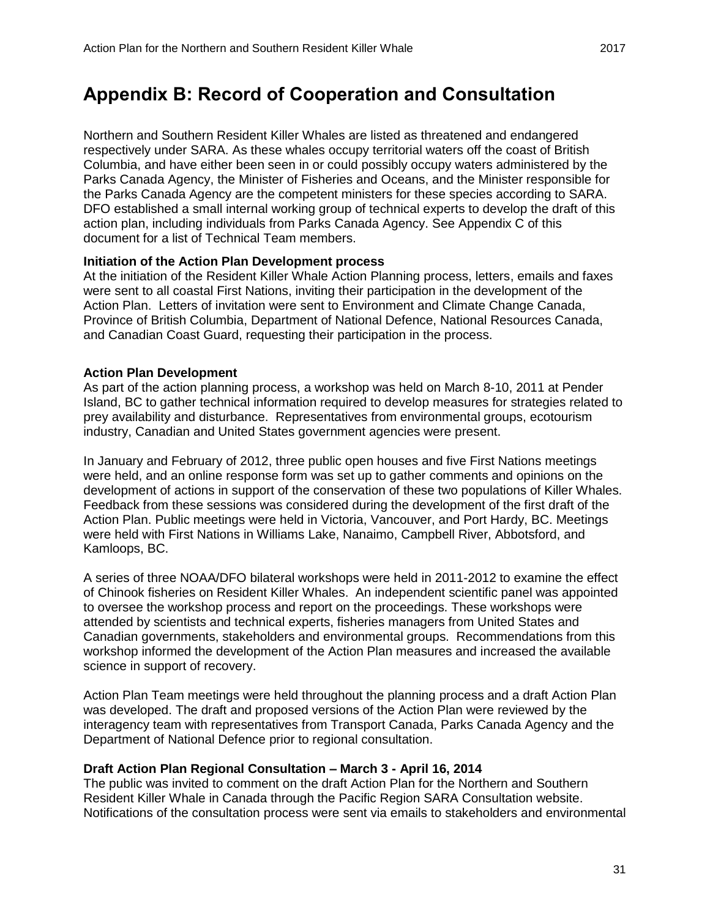# Appendix B: Record of Cooperation and Consultation

Northern and Southern Resident Killer Whales are listed as threatened and endangered respectively under SARA. As these whales occupy territorial waters off the coast of British Columbia, and have either been seen in or could possibly occupy waters administered by the Parks Canada Agency, the Minister of Fisheries and Oceans, and the Minister responsible for the Parks Canada Agency are the competent ministers for these species according to SARA. DFO established a small internal working group of technical experts to develop the draft of this action plan, including individuals from Parks Canada Agency. See Appendix C of this document for a list of Technical Team members.

**Initiation of the Action Plan Development process**
At the initiation of the Resident Killer Whale Action Planning process, letters, emails and faxes were sent to all coastal First Nations, inviting their participation in the development of the Action Plan. Letters of invitation were sent to Environment and Climate Change Canada, Province of British Columbia, Department of National Defence, National Resources Canada, and Canadian Coast Guard, requesting their participation in the process.

**Action Plan Development**
As part of the action planning process, a workshop was held on March 8-10, 2011 at Pender Island, BC to gather technical information required to develop measures for strategies related to prey availability and disturbance. Representatives from environmental groups, ecotourism industry, Canadian and United States government agencies were present.

In January and February of 2012, three public open houses and five First Nations meetings were held, and an online response form was set up to gather comments and opinions on the development of actions in support of the conservation of these two populations of Killer Whales. Feedback from these sessions was considered during the development of the first draft of the Action Plan. Public meetings were held in Victoria, Vancouver, and Port Hardy, BC. Meetings were held with First Nations in Williams Lake, Nanaimo, Campbell River, Abbotsford, and Kamloops, BC.

A series of three NOAA/DFO bilateral workshops were held in 2011-2012 to examine the effect of Chinook fisheries on Resident Killer Whales. An independent scientific panel was appointed to oversee the workshop process and report on the proceedings. These workshops were attended by scientists and technical experts, fisheries managers from United States and Canadian governments, stakeholders and environmental groups. Recommendations from this workshop informed the development of the Action Plan measures and increased the available science in support of recovery.

Action Plan Team meetings were held throughout the planning process and a draft Action Plan was developed. The draft and proposed versions of the Action Plan were reviewed by the interagency team with representatives from Transport Canada, Parks Canada Agency and the Department of National Defence prior to regional consultation.

**Draft Action Plan Regional Consultation – March 3 - April 16, 2014**
The public was invited to comment on the draft Action Plan for the Northern and Southern Resident Killer Whale in Canada through the Pacific Region SARA Consultation website. Notifications of the consultation process were sent via emails to stakeholders and environmental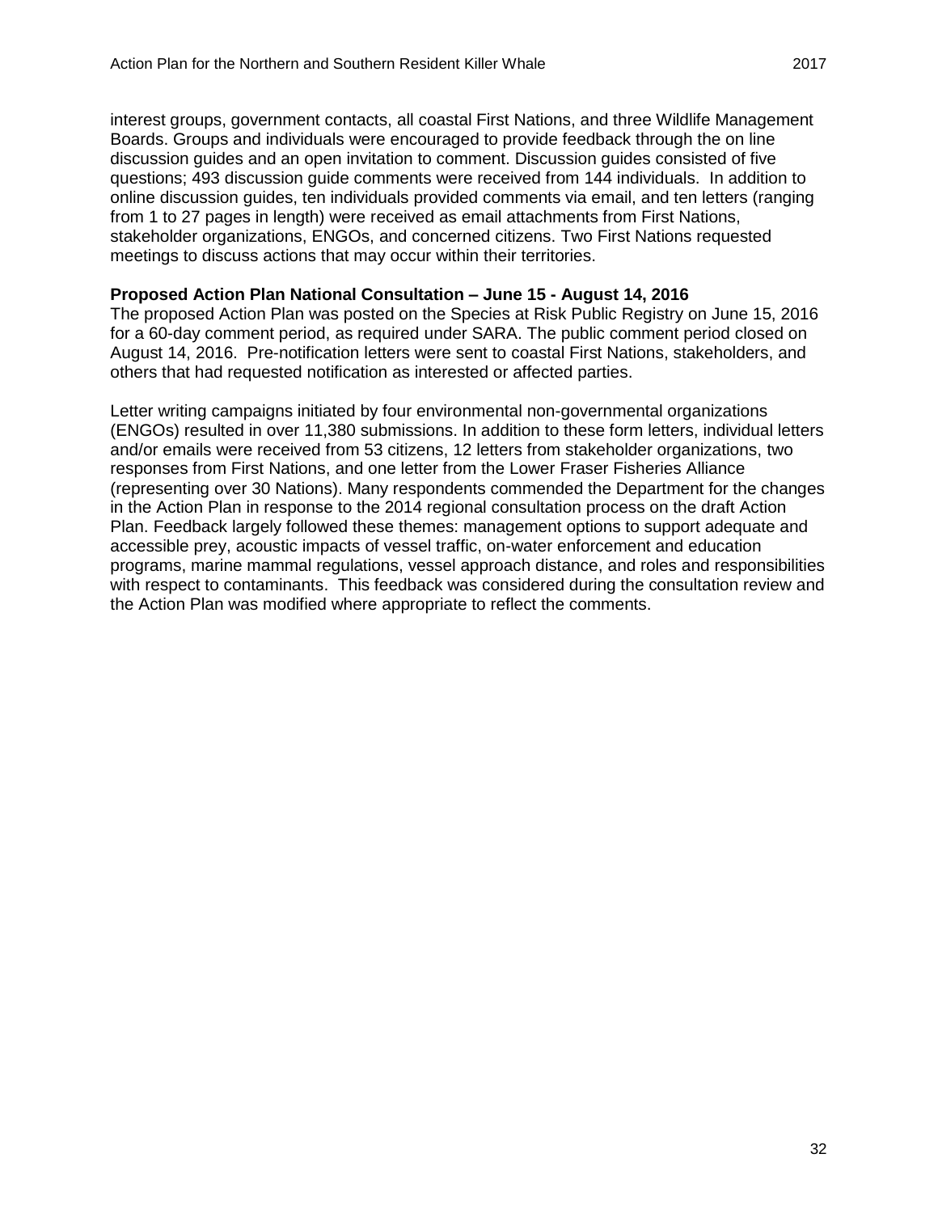interest groups, government contacts, all coastal First Nations, and three Wildlife Management Boards. Groups and individuals were encouraged to provide feedback through the on line discussion guides and an open invitation to comment. Discussion guides consisted of five questions; 493 discussion guide comments were received from 144 individuals. In addition to online discussion guides, ten individuals provided comments via email, and ten letters (ranging from 1 to 27 pages in length) were received as email attachments from First Nations, stakeholder organizations, ENGOs, and concerned citizens. Two First Nations requested meetings to discuss actions that may occur within their territories.

**Proposed Action Plan National Consultation – June 15 - August 14, 2016**

The proposed Action Plan was posted on the Species at Risk Public Registry on June 15, 2016 for a 60-day comment period, as required under SARA. The public comment period closed on August 14, 2016. Pre-notification letters were sent to coastal First Nations, stakeholders, and others that had requested notification as interested or affected parties.

Letter writing campaigns initiated by four environmental non-governmental organizations (ENGOs) resulted in over 11,380 submissions. In addition to these form letters, individual letters and/or emails were received from 53 citizens, 12 letters from stakeholder organizations, two responses from First Nations, and one letter from the Lower Fraser Fisheries Alliance (representing over 30 Nations). Many respondents commended the Department for the changes in the Action Plan in response to the 2014 regional consultation process on the draft Action Plan. Feedback largely followed these themes: management options to support adequate and accessible prey, acoustic impacts of vessel traffic, on-water enforcement and education programs, marine mammal regulations, vessel approach distance, and roles and responsibilities with respect to contaminants. This feedback was considered during the consultation review and the Action Plan was modified where appropriate to reflect the comments.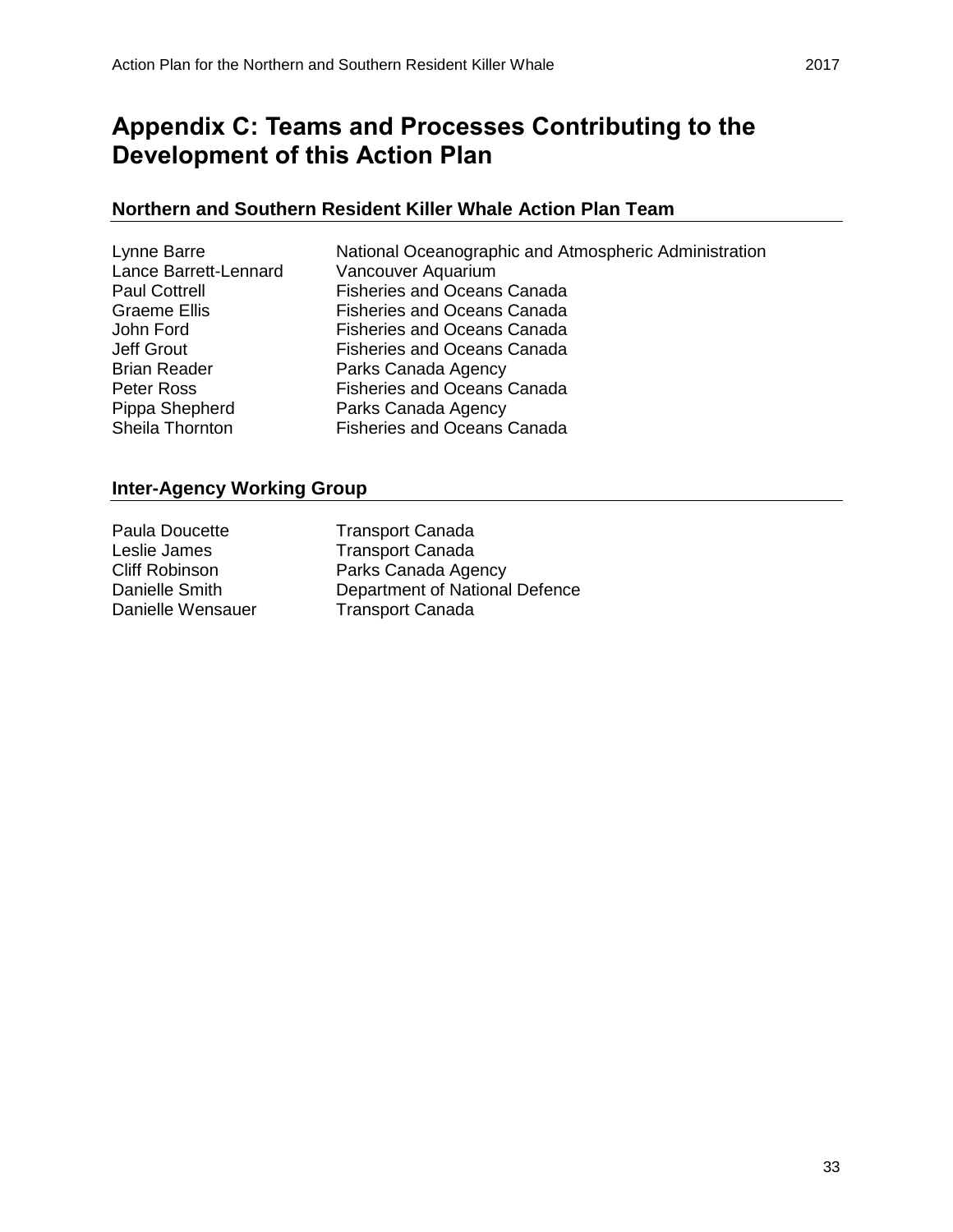# Appendix C: Teams and Processes Contributing to the Development of this Action Plan

## Northern and Southern Resident Killer Whale Action Plan Team

| | |
|---|---|
| Lynne Barre | National Oceanographic and Atmospheric Administration |
| Lance Barrett-Lennard | Vancouver Aquarium |
| Paul Cottrell | Fisheries and Oceans Canada |
| Graeme Ellis | Fisheries and Oceans Canada |
| John Ford | Fisheries and Oceans Canada |
| Jeff Grout | Fisheries and Oceans Canada |
| Brian Reader | Parks Canada Agency |
| Peter Ross | Fisheries and Oceans Canada |
| Pippa Shepherd | Parks Canada Agency |
| Sheila Thornton | Fisheries and Oceans Canada |

## Inter-Agency Working Group

| | |
|---|---|
| Paula Doucette | Transport Canada |
| Leslie James | Transport Canada |
| Cliff Robinson | Parks Canada Agency |
| Danielle Smith | Department of National Defence |
| Danielle Wensauer | Transport Canada |